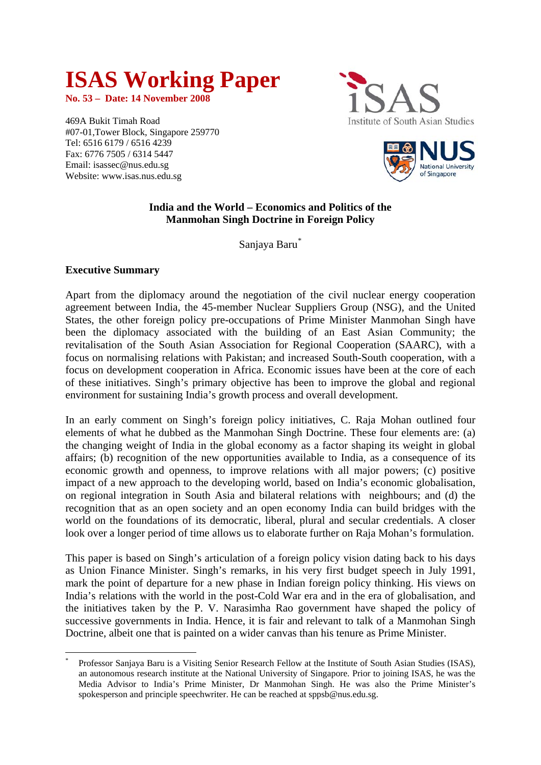# ISAS Working Paper

**No. 53 – Date: 14 November 2008**

469A Bukit Timah Road
#07-01,Tower Block, Singapore 259770
Tel: 6516 6179 / 6516 4239
Fax: 6776 7505 / 6314 5447
Email: isassec@nus.edu.sg
Website: www.isas.nus.edu.sg

## India and the World – Economics and Politics of the Manmohan Singh Doctrine in Foreign Policy

Sanjaya Baru[*]

### Executive Summary

Apart from the diplomacy around the negotiation of the civil nuclear energy cooperation agreement between India, the 45-member Nuclear Suppliers Group (NSG), and the United States, the other foreign policy pre-occupations of Prime Minister Manmohan Singh have been the diplomacy associated with the building of an East Asian Community; the revitalisation of the South Asian Association for Regional Cooperation (SAARC), with a focus on normalising relations with Pakistan; and increased South-South cooperation, with a focus on development cooperation in Africa. Economic issues have been at the core of each of these initiatives. Singh's primary objective has been to improve the global and regional environment for sustaining India's growth process and overall development.

In an early comment on Singh's foreign policy initiatives, C. Raja Mohan outlined four elements of what he dubbed as the Manmohan Singh Doctrine. These four elements are: (a) the changing weight of India in the global economy as a factor shaping its weight in global affairs; (b) recognition of the new opportunities available to India, as a consequence of its economic growth and openness, to improve relations with all major powers; (c) positive impact of a new approach to the developing world, based on India's economic globalisation, on regional integration in South Asia and bilateral relations with neighbours; and (d) the recognition that as an open society and an open economy India can build bridges with the world on the foundations of its democratic, liberal, plural and secular credentials. A closer look over a longer period of time allows us to elaborate further on Raja Mohan's formulation.

This paper is based on Singh's articulation of a foreign policy vision dating back to his days as Union Finance Minister. Singh's remarks, in his very first budget speech in July 1991, mark the point of departure for a new phase in Indian foreign policy thinking. His views on India's relations with the world in the post-Cold War era and in the era of globalisation, and the initiatives taken by the P. V. Narasimha Rao government have shaped the policy of successive governments in India. Hence, it is fair and relevant to talk of a Manmohan Singh Doctrine, albeit one that is painted on a wider canvas than his tenure as Prime Minister.

---

[*] Professor Sanjaya Baru is a Visiting Senior Research Fellow at the Institute of South Asian Studies (ISAS), an autonomous research institute at the National University of Singapore. Prior to joining ISAS, he was the Media Advisor to India's Prime Minister, Dr Manmohan Singh. He was also the Prime Minister's spokesperson and principle speechwriter. He can be reached at sppsb@nus.edu.sg.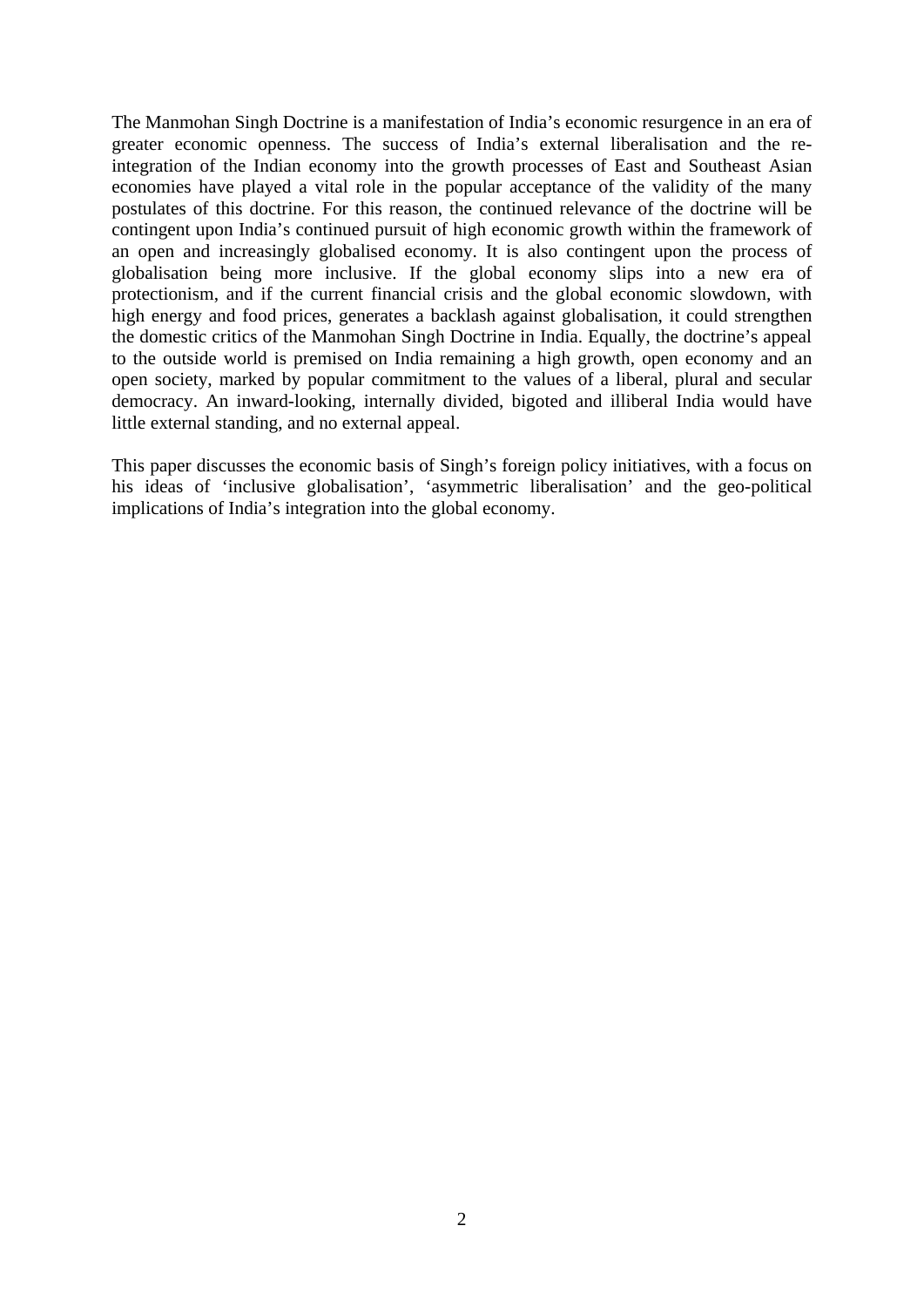The Manmohan Singh Doctrine is a manifestation of India's economic resurgence in an era of greater economic openness. The success of India's external liberalisation and the re-integration of the Indian economy into the growth processes of East and Southeast Asian economies have played a vital role in the popular acceptance of the validity of the many postulates of this doctrine. For this reason, the continued relevance of the doctrine will be contingent upon India's continued pursuit of high economic growth within the framework of an open and increasingly globalised economy. It is also contingent upon the process of globalisation being more inclusive. If the global economy slips into a new era of protectionism, and if the current financial crisis and the global economic slowdown, with high energy and food prices, generates a backlash against globalisation, it could strengthen the domestic critics of the Manmohan Singh Doctrine in India. Equally, the doctrine's appeal to the outside world is premised on India remaining a high growth, open economy and an open society, marked by popular commitment to the values of a liberal, plural and secular democracy. An inward-looking, internally divided, bigoted and illiberal India would have little external standing, and no external appeal.

This paper discusses the economic basis of Singh's foreign policy initiatives, with a focus on his ideas of 'inclusive globalisation', 'asymmetric liberalisation' and the geo-political implications of India's integration into the global economy.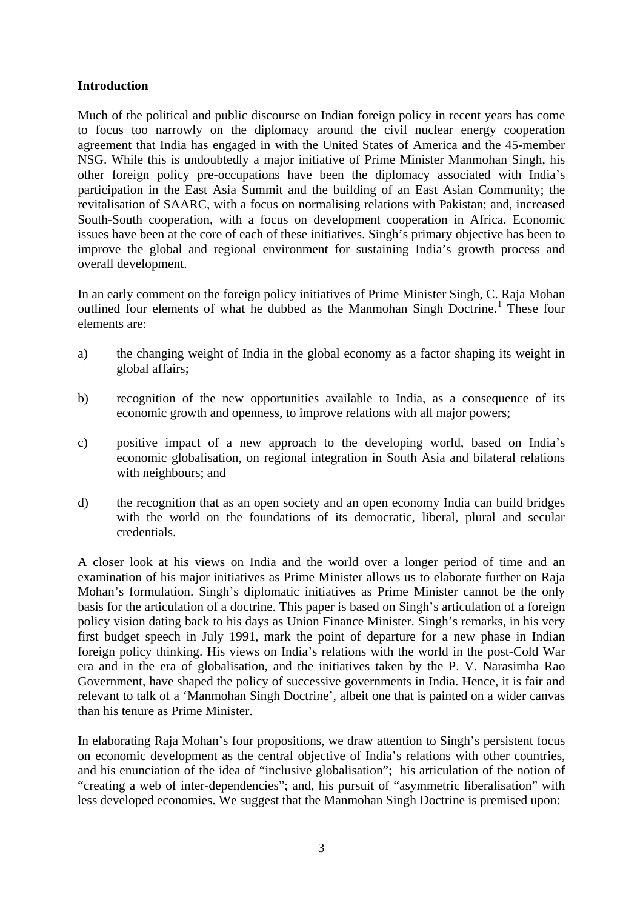## Introduction

Much of the political and public discourse on Indian foreign policy in recent years has come to focus too narrowly on the diplomacy around the civil nuclear energy cooperation agreement that India has engaged in with the United States of America and the 45-member NSG. While this is undoubtedly a major initiative of Prime Minister Manmohan Singh, his other foreign policy pre-occupations have been the diplomacy associated with India's participation in the East Asia Summit and the building of an East Asian Community; the revitalisation of SAARC, with a focus on normalising relations with Pakistan; and, increased South-South cooperation, with a focus on development cooperation in Africa. Economic issues have been at the core of each of these initiatives. Singh's primary objective has been to improve the global and regional environment for sustaining India's growth process and overall development.

In an early comment on the foreign policy initiatives of Prime Minister Singh, C. Raja Mohan outlined four elements of what he dubbed as the Manmohan Singh Doctrine.[1] These four elements are:

a) the changing weight of India in the global economy as a factor shaping its weight in global affairs;

b) recognition of the new opportunities available to India, as a consequence of its economic growth and openness, to improve relations with all major powers;

c) positive impact of a new approach to the developing world, based on India's economic globalisation, on regional integration in South Asia and bilateral relations with neighbours; and

d) the recognition that as an open society and an open economy India can build bridges with the world on the foundations of its democratic, liberal, plural and secular credentials.

A closer look at his views on India and the world over a longer period of time and an examination of his major initiatives as Prime Minister allows us to elaborate further on Raja Mohan's formulation. Singh's diplomatic initiatives as Prime Minister cannot be the only basis for the articulation of a doctrine. This paper is based on Singh's articulation of a foreign policy vision dating back to his days as Union Finance Minister. Singh's remarks, in his very first budget speech in July 1991, mark the point of departure for a new phase in Indian foreign policy thinking. His views on India's relations with the world in the post-Cold War era and in the era of globalisation, and the initiatives taken by the P. V. Narasimha Rao Government, have shaped the policy of successive governments in India. Hence, it is fair and relevant to talk of a 'Manmohan Singh Doctrine', albeit one that is painted on a wider canvas than his tenure as Prime Minister.

In elaborating Raja Mohan's four propositions, we draw attention to Singh's persistent focus on economic development as the central objective of India's relations with other countries, and his enunciation of the idea of "inclusive globalisation"; his articulation of the notion of "creating a web of inter-dependencies"; and, his pursuit of "asymmetric liberalisation" with less developed economies. We suggest that the Manmohan Singh Doctrine is premised upon: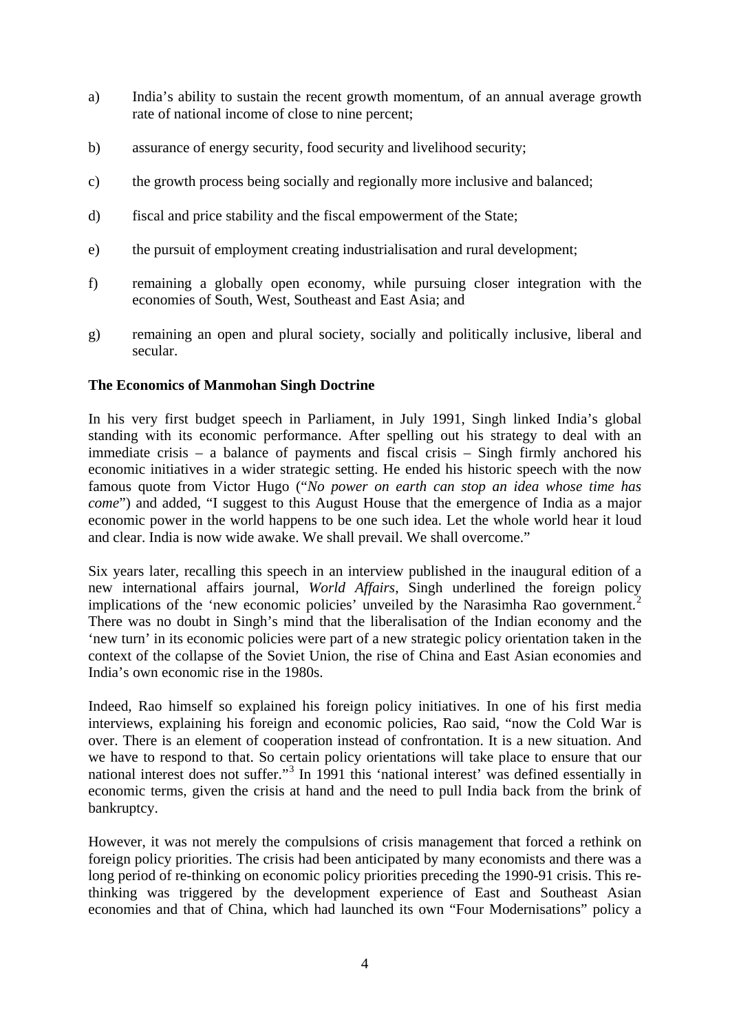a) India's ability to sustain the recent growth momentum, of an annual average growth rate of national income of close to nine percent;

b) assurance of energy security, food security and livelihood security;

c) the growth process being socially and regionally more inclusive and balanced;

d) fiscal and price stability and the fiscal empowerment of the State;

e) the pursuit of employment creating industrialisation and rural development;

f) remaining a globally open economy, while pursuing closer integration with the economies of South, West, Southeast and East Asia; and

g) remaining an open and plural society, socially and politically inclusive, liberal and secular.

**The Economics of Manmohan Singh Doctrine**

In his very first budget speech in Parliament, in July 1991, Singh linked India's global standing with its economic performance. After spelling out his strategy to deal with an immediate crisis – a balance of payments and fiscal crisis – Singh firmly anchored his economic initiatives in a wider strategic setting. He ended his historic speech with the now famous quote from Victor Hugo ("*No power on earth can stop an idea whose time has come*") and added, "I suggest to this August House that the emergence of India as a major economic power in the world happens to be one such idea. Let the whole world hear it loud and clear. India is now wide awake. We shall prevail. We shall overcome."

Six years later, recalling this speech in an interview published in the inaugural edition of a new international affairs journal, *World Affairs*, Singh underlined the foreign policy implications of the 'new economic policies' unveiled by the Narasimha Rao government.[2] There was no doubt in Singh's mind that the liberalisation of the Indian economy and the 'new turn' in its economic policies were part of a new strategic policy orientation taken in the context of the collapse of the Soviet Union, the rise of China and East Asian economies and India's own economic rise in the 1980s.

Indeed, Rao himself so explained his foreign policy initiatives. In one of his first media interviews, explaining his foreign and economic policies, Rao said, "now the Cold War is over. There is an element of cooperation instead of confrontation. It is a new situation. And we have to respond to that. So certain policy orientations will take place to ensure that our national interest does not suffer."[3] In 1991 this 'national interest' was defined essentially in economic terms, given the crisis at hand and the need to pull India back from the brink of bankruptcy.

However, it was not merely the compulsions of crisis management that forced a rethink on foreign policy priorities. The crisis had been anticipated by many economists and there was a long period of re-thinking on economic policy priorities preceding the 1990-91 crisis. This re-thinking was triggered by the development experience of East and Southeast Asian economies and that of China, which had launched its own "Four Modernisations" policy a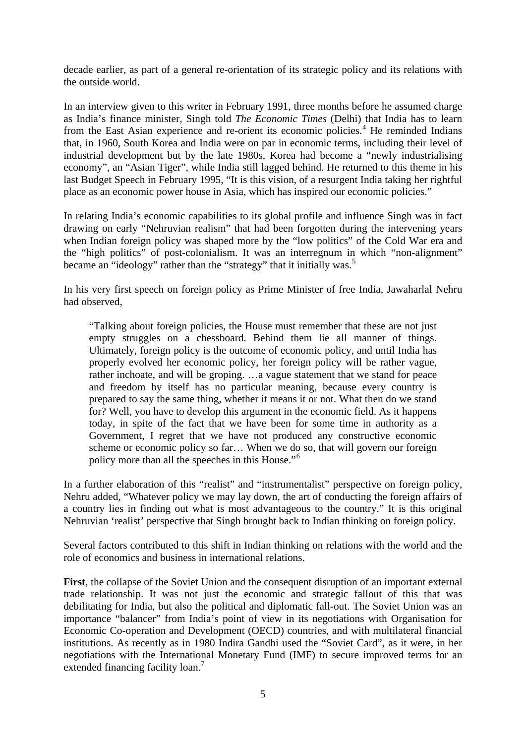decade earlier, as part of a general re-orientation of its strategic policy and its relations with the outside world.

In an interview given to this writer in February 1991, three months before he assumed charge as India's finance minister, Singh told *The Economic Times* (Delhi) that India has to learn from the East Asian experience and re-orient its economic policies.[4] He reminded Indians that, in 1960, South Korea and India were on par in economic terms, including their level of industrial development but by the late 1980s, Korea had become a "newly industrialising economy", an "Asian Tiger", while India still lagged behind. He returned to this theme in his last Budget Speech in February 1995, "It is this vision, of a resurgent India taking her rightful place as an economic power house in Asia, which has inspired our economic policies."

In relating India's economic capabilities to its global profile and influence Singh was in fact drawing on early "Nehruvian realism" that had been forgotten during the intervening years when Indian foreign policy was shaped more by the "low politics" of the Cold War era and the "high politics" of post-colonialism. It was an interregnum in which "non-alignment" became an "ideology" rather than the "strategy" that it initially was.[5]

In his very first speech on foreign policy as Prime Minister of free India, Jawaharlal Nehru had observed,

> "Talking about foreign policies, the House must remember that these are not just empty struggles on a chessboard. Behind them lie all manner of things. Ultimately, foreign policy is the outcome of economic policy, and until India has properly evolved her economic policy, her foreign policy will be rather vague, rather inchoate, and will be groping. …a vague statement that we stand for peace and freedom by itself has no particular meaning, because every country is prepared to say the same thing, whether it means it or not. What then do we stand for? Well, you have to develop this argument in the economic field. As it happens today, in spite of the fact that we have been for some time in authority as a Government, I regret that we have not produced any constructive economic scheme or economic policy so far… When we do so, that will govern our foreign policy more than all the speeches in this House."[6]

In a further elaboration of this "realist" and "instrumentalist" perspective on foreign policy, Nehru added, "Whatever policy we may lay down, the art of conducting the foreign affairs of a country lies in finding out what is most advantageous to the country." It is this original Nehruvian 'realist' perspective that Singh brought back to Indian thinking on foreign policy.

Several factors contributed to this shift in Indian thinking on relations with the world and the role of economics and business in international relations.

**First**, the collapse of the Soviet Union and the consequent disruption of an important external trade relationship. It was not just the economic and strategic fallout of this that was debilitating for India, but also the political and diplomatic fall-out. The Soviet Union was an importance "balancer" from India's point of view in its negotiations with Organisation for Economic Co-operation and Development (OECD) countries, and with multilateral financial institutions. As recently as in 1980 Indira Gandhi used the "Soviet Card", as it were, in her negotiations with the International Monetary Fund (IMF) to secure improved terms for an extended financing facility loan.[7]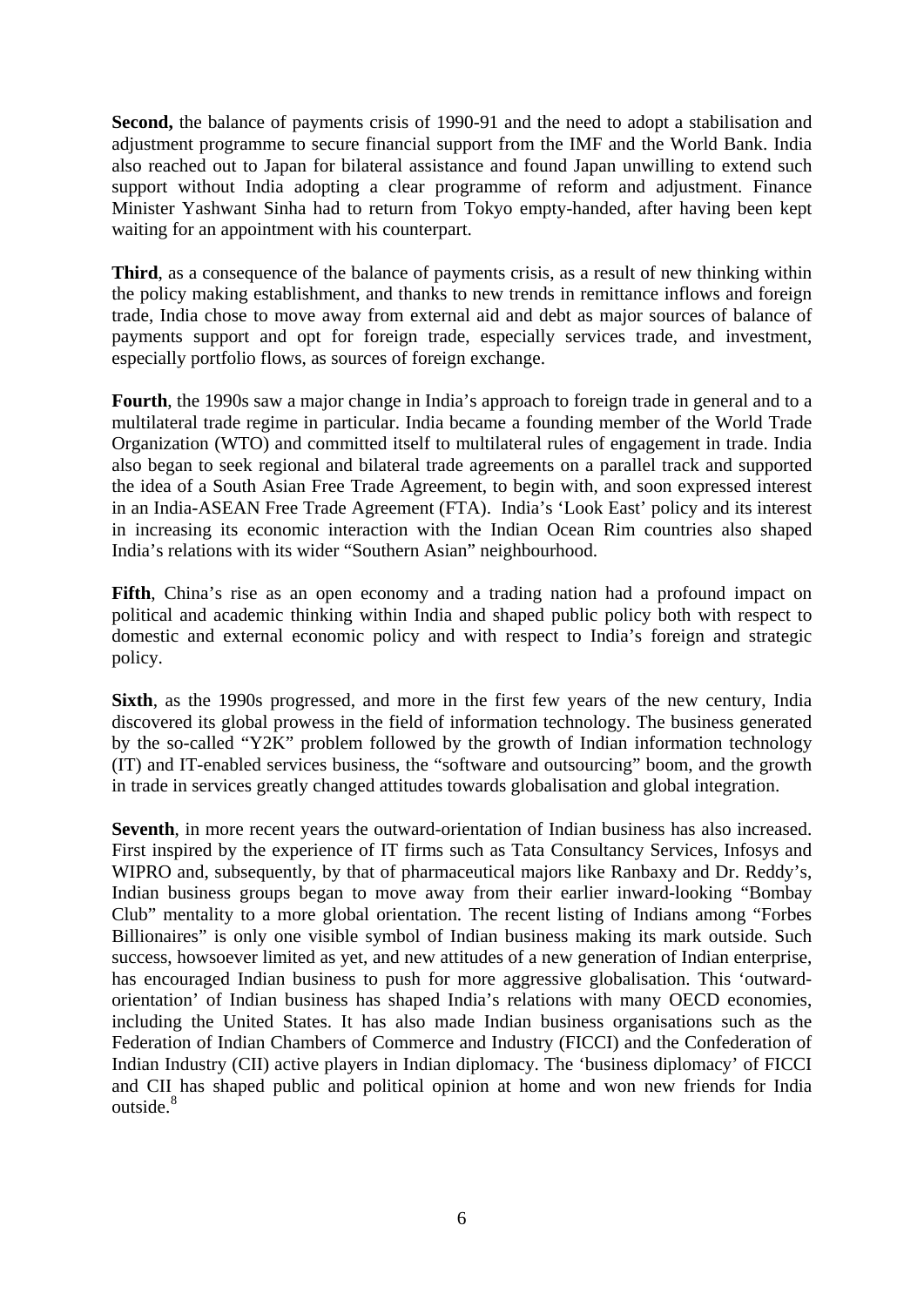**Second,** the balance of payments crisis of 1990-91 and the need to adopt a stabilisation and adjustment programme to secure financial support from the IMF and the World Bank. India also reached out to Japan for bilateral assistance and found Japan unwilling to extend such support without India adopting a clear programme of reform and adjustment. Finance Minister Yashwant Sinha had to return from Tokyo empty-handed, after having been kept waiting for an appointment with his counterpart.

**Third**, as a consequence of the balance of payments crisis, as a result of new thinking within the policy making establishment, and thanks to new trends in remittance inflows and foreign trade, India chose to move away from external aid and debt as major sources of balance of payments support and opt for foreign trade, especially services trade, and investment, especially portfolio flows, as sources of foreign exchange.

**Fourth**, the 1990s saw a major change in India's approach to foreign trade in general and to a multilateral trade regime in particular. India became a founding member of the World Trade Organization (WTO) and committed itself to multilateral rules of engagement in trade. India also began to seek regional and bilateral trade agreements on a parallel track and supported the idea of a South Asian Free Trade Agreement, to begin with, and soon expressed interest in an India-ASEAN Free Trade Agreement (FTA). India's 'Look East' policy and its interest in increasing its economic interaction with the Indian Ocean Rim countries also shaped India's relations with its wider "Southern Asian" neighbourhood.

**Fifth**, China's rise as an open economy and a trading nation had a profound impact on political and academic thinking within India and shaped public policy both with respect to domestic and external economic policy and with respect to India's foreign and strategic policy.

**Sixth**, as the 1990s progressed, and more in the first few years of the new century, India discovered its global prowess in the field of information technology. The business generated by the so-called "Y2K" problem followed by the growth of Indian information technology (IT) and IT-enabled services business, the "software and outsourcing" boom, and the growth in trade in services greatly changed attitudes towards globalisation and global integration.

**Seventh**, in more recent years the outward-orientation of Indian business has also increased. First inspired by the experience of IT firms such as Tata Consultancy Services, Infosys and WIPRO and, subsequently, by that of pharmaceutical majors like Ranbaxy and Dr. Reddy's, Indian business groups began to move away from their earlier inward-looking "Bombay Club" mentality to a more global orientation. The recent listing of Indians among "Forbes Billionaires" is only one visible symbol of Indian business making its mark outside. Such success, howsoever limited as yet, and new attitudes of a new generation of Indian enterprise, has encouraged Indian business to push for more aggressive globalisation. This 'outward-orientation' of Indian business has shaped India's relations with many OECD economies, including the United States. It has also made Indian business organisations such as the Federation of Indian Chambers of Commerce and Industry (FICCI) and the Confederation of Indian Industry (CII) active players in Indian diplomacy. The 'business diplomacy' of FICCI and CII has shaped public and political opinion at home and won new friends for India outside.[8]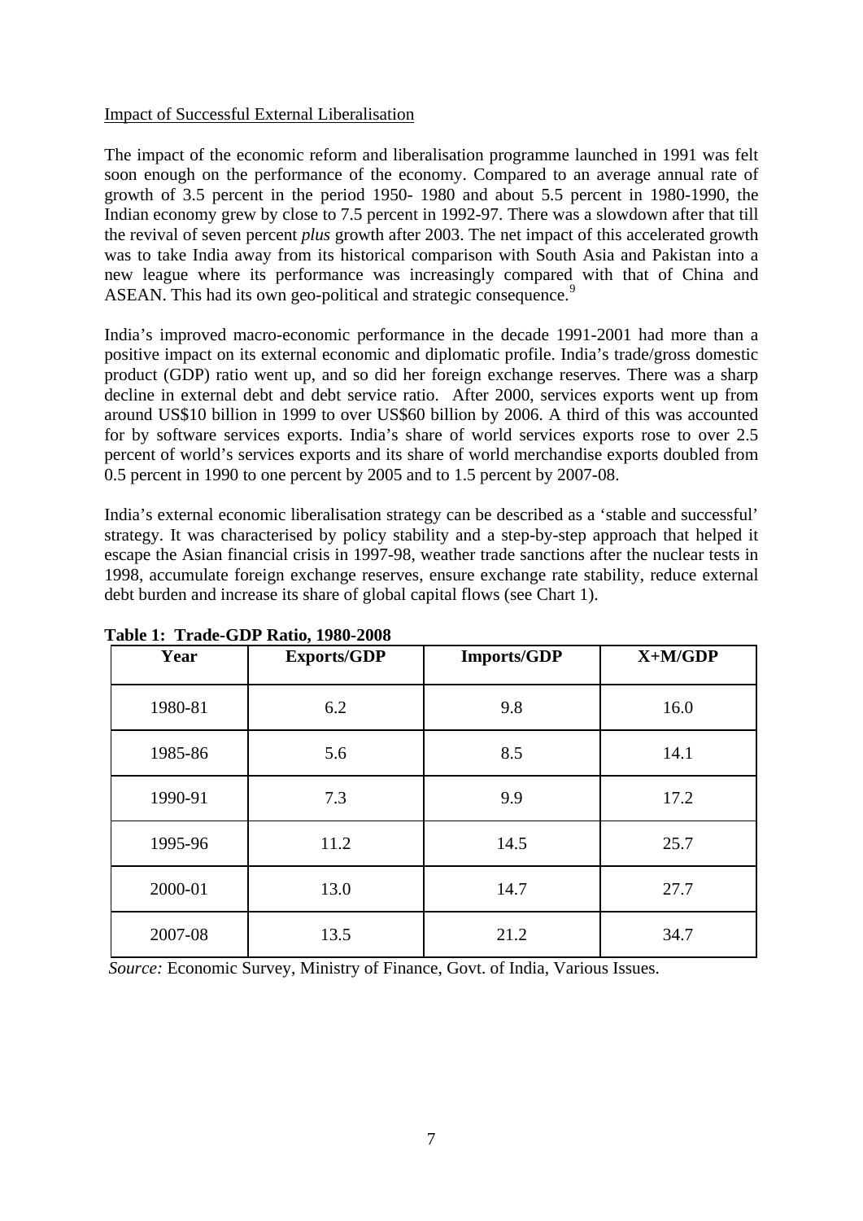Impact of Successful External Liberalisation

The impact of the economic reform and liberalisation programme launched in 1991 was felt soon enough on the performance of the economy. Compared to an average annual rate of growth of 3.5 percent in the period 1950- 1980 and about 5.5 percent in 1980-1990, the Indian economy grew by close to 7.5 percent in 1992-97. There was a slowdown after that till the revival of seven percent *plus* growth after 2003. The net impact of this accelerated growth was to take India away from its historical comparison with South Asia and Pakistan into a new league where its performance was increasingly compared with that of China and ASEAN. This had its own geo-political and strategic consequence.[9]

India's improved macro-economic performance in the decade 1991-2001 had more than a positive impact on its external economic and diplomatic profile. India's trade/gross domestic product (GDP) ratio went up, and so did her foreign exchange reserves. There was a sharp decline in external debt and debt service ratio. After 2000, services exports went up from around US$10 billion in 1999 to over US$60 billion by 2006. A third of this was accounted for by software services exports. India's share of world services exports rose to over 2.5 percent of world's services exports and its share of world merchandise exports doubled from 0.5 percent in 1990 to one percent by 2005 and to 1.5 percent by 2007-08.

India's external economic liberalisation strategy can be described as a 'stable and successful' strategy. It was characterised by policy stability and a step-by-step approach that helped it escape the Asian financial crisis in 1997-98, weather trade sanctions after the nuclear tests in 1998, accumulate foreign exchange reserves, ensure exchange rate stability, reduce external debt burden and increase its share of global capital flows (see Chart 1).

**Table 1: Trade-GDP Ratio, 1980-2008**

| Year | Exports/GDP | Imports/GDP | X+M/GDP |
|---|---|---|---|
| 1980-81 | 6.2 | 9.8 | 16.0 |
| 1985-86 | 5.6 | 8.5 | 14.1 |
| 1990-91 | 7.3 | 9.9 | 17.2 |
| 1995-96 | 11.2 | 14.5 | 25.7 |
| 2000-01 | 13.0 | 14.7 | 27.7 |
| 2007-08 | 13.5 | 21.2 | 34.7 |

*Source:* Economic Survey, Ministry of Finance, Govt. of India, Various Issues.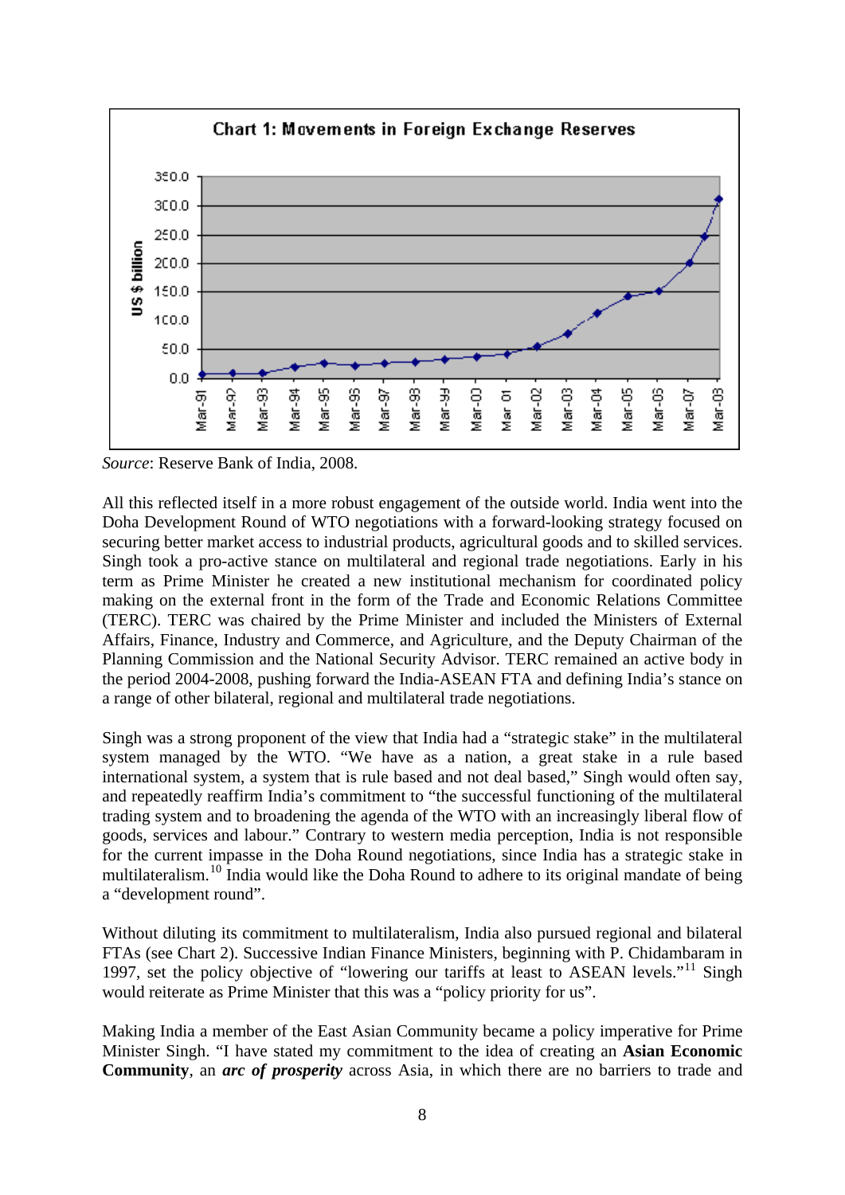Chart 1: Movements in Foreign Exchange Reserves

*Source*: Reserve Bank of India, 2008.

All this reflected itself in a more robust engagement of the outside world. India went into the Doha Development Round of WTO negotiations with a forward-looking strategy focused on securing better market access to industrial products, agricultural goods and to skilled services. Singh took a pro-active stance on multilateral and regional trade negotiations. Early in his term as Prime Minister he created a new institutional mechanism for coordinated policy making on the external front in the form of the Trade and Economic Relations Committee (TERC). TERC was chaired by the Prime Minister and included the Ministers of External Affairs, Finance, Industry and Commerce, and Agriculture, and the Deputy Chairman of the Planning Commission and the National Security Advisor. TERC remained an active body in the period 2004-2008, pushing forward the India-ASEAN FTA and defining India's stance on a range of other bilateral, regional and multilateral trade negotiations.

Singh was a strong proponent of the view that India had a "strategic stake" in the multilateral system managed by the WTO. "We have as a nation, a great stake in a rule based international system, a system that is rule based and not deal based," Singh would often say, and repeatedly reaffirm India's commitment to "the successful functioning of the multilateral trading system and to broadening the agenda of the WTO with an increasingly liberal flow of goods, services and labour." Contrary to western media perception, India is not responsible for the current impasse in the Doha Round negotiations, since India has a strategic stake in multilateralism.[10] India would like the Doha Round to adhere to its original mandate of being a "development round".

Without diluting its commitment to multilateralism, India also pursued regional and bilateral FTAs (see Chart 2). Successive Indian Finance Ministers, beginning with P. Chidambaram in 1997, set the policy objective of "lowering our tariffs at least to ASEAN levels."[11] Singh would reiterate as Prime Minister that this was a "policy priority for us".

Making India a member of the East Asian Community became a policy imperative for Prime Minister Singh. "I have stated my commitment to the idea of creating an **Asian Economic Community**, an ***arc of prosperity*** across Asia, in which there are no barriers to trade and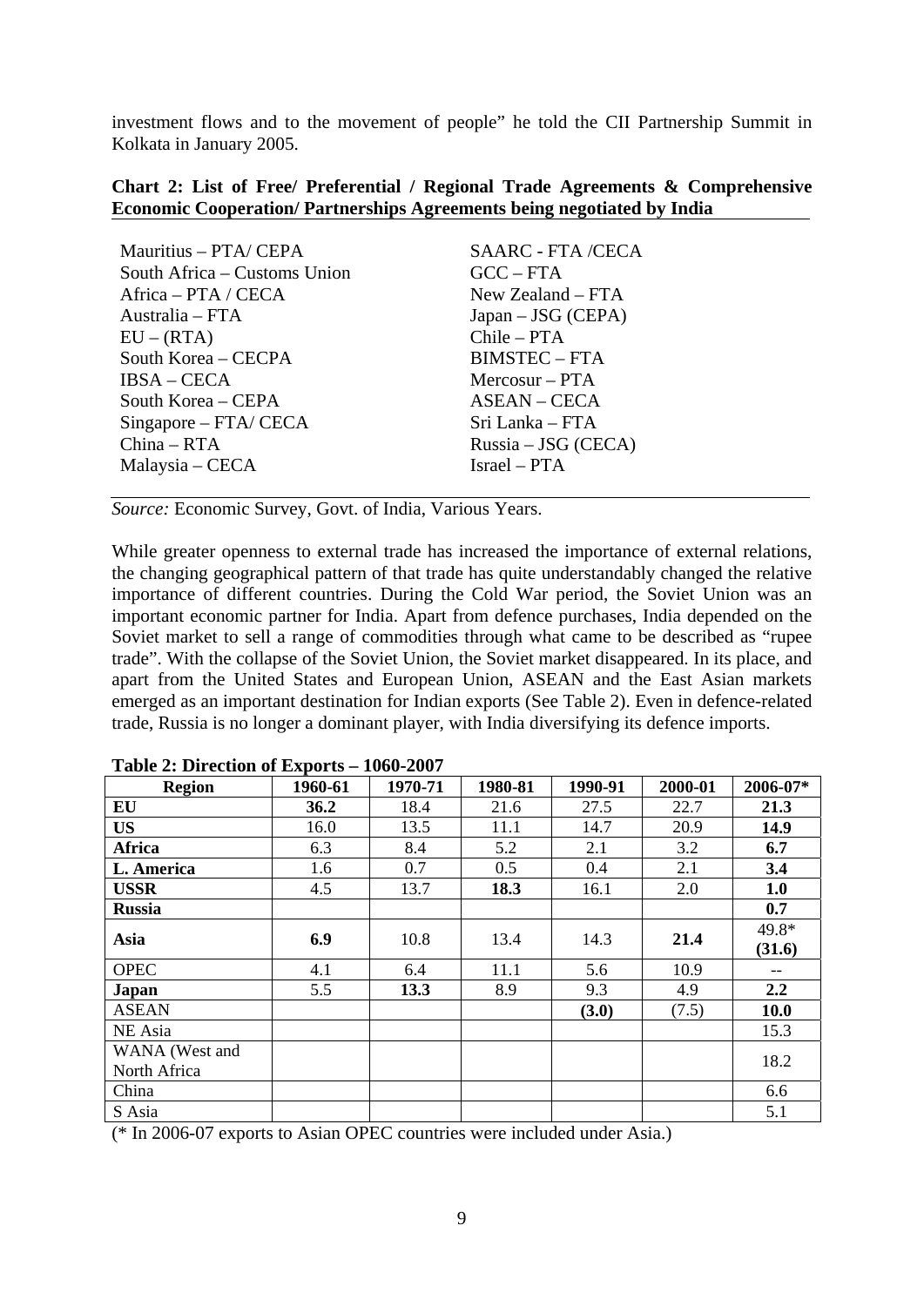investment flows and to the movement of people" he told the CII Partnership Summit in Kolkata in January 2005.

**Chart 2: List of Free/ Preferential / Regional Trade Agreements & Comprehensive Economic Cooperation/ Partnerships Agreements being negotiated by India**

| | |
|---|---|
| Mauritius – PTA/ CEPA | SAARC - FTA /CECA |
| South Africa – Customs Union | GCC – FTA |
| Africa – PTA / CECA | New Zealand – FTA |
| Australia – FTA | Japan – JSG (CEPA) |
| EU – (RTA) | Chile – PTA |
| South Korea – CECPA | BIMSTEC – FTA |
| IBSA – CECA | Mercosur – PTA |
| South Korea – CEPA | ASEAN – CECA |
| Singapore – FTA/ CECA | Sri Lanka – FTA |
| China – RTA | Russia – JSG (CECA) |
| Malaysia – CECA | Israel – PTA |

*Source:* Economic Survey, Govt. of India, Various Years.

While greater openness to external trade has increased the importance of external relations, the changing geographical pattern of that trade has quite understandably changed the relative importance of different countries. During the Cold War period, the Soviet Union was an important economic partner for India. Apart from defence purchases, India depended on the Soviet market to sell a range of commodities through what came to be described as "rupee trade". With the collapse of the Soviet Union, the Soviet market disappeared. In its place, and apart from the United States and European Union, ASEAN and the East Asian markets emerged as an important destination for Indian exports (See Table 2). Even in defence-related trade, Russia is no longer a dominant player, with India diversifying its defence imports.

**Table 2: Direction of Exports – 1060-2007**

| Region | 1960-61 | 1970-71 | 1980-81 | 1990-91 | 2000-01 | 2006-07* |
|---|---|---|---|---|---|---|
| **EU** | **36.2** | 18.4 | 21.6 | 27.5 | 22.7 | **21.3** |
| **US** | 16.0 | 13.5 | 11.1 | 14.7 | 20.9 | **14.9** |
| **Africa** | 6.3 | 8.4 | 5.2 | 2.1 | 3.2 | **6.7** |
| **L. America** | 1.6 | 0.7 | 0.5 | 0.4 | 2.1 | **3.4** |
| **USSR** | 4.5 | 13.7 | **18.3** | 16.1 | 2.0 | **1.0** |
| **Russia** | | | | | | **0.7** |
| **Asia** | **6.9** | 10.8 | 13.4 | 14.3 | **21.4** | 49.8* **(31.6)** |
| OPEC | 4.1 | 6.4 | 11.1 | 5.6 | 10.9 | -- |
| **Japan** | 5.5 | **13.3** | 8.9 | 9.3 | 4.9 | **2.2** |
| ASEAN | | | | **(3.0)** | (7.5) | **10.0** |
| NE Asia | | | | | | 15.3 |
| WANA (West and North Africa | | | | | | 18.2 |
| China | | | | | | 6.6 |
| S Asia | | | | | | 5.1 |

(* In 2006-07 exports to Asian OPEC countries were included under Asia.)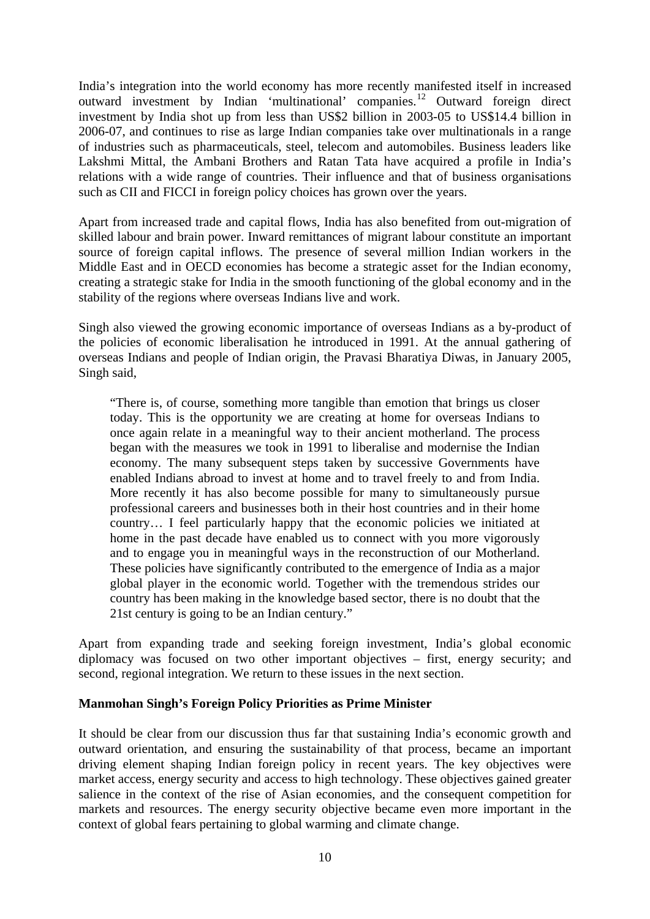India's integration into the world economy has more recently manifested itself in increased outward investment by Indian 'multinational' companies.[12] Outward foreign direct investment by India shot up from less than US$2 billion in 2003-05 to US$14.4 billion in 2006-07, and continues to rise as large Indian companies take over multinationals in a range of industries such as pharmaceuticals, steel, telecom and automobiles. Business leaders like Lakshmi Mittal, the Ambani Brothers and Ratan Tata have acquired a profile in India's relations with a wide range of countries. Their influence and that of business organisations such as CII and FICCI in foreign policy choices has grown over the years.

Apart from increased trade and capital flows, India has also benefited from out-migration of skilled labour and brain power. Inward remittances of migrant labour constitute an important source of foreign capital inflows. The presence of several million Indian workers in the Middle East and in OECD economies has become a strategic asset for the Indian economy, creating a strategic stake for India in the smooth functioning of the global economy and in the stability of the regions where overseas Indians live and work.

Singh also viewed the growing economic importance of overseas Indians as a by-product of the policies of economic liberalisation he introduced in 1991. At the annual gathering of overseas Indians and people of Indian origin, the Pravasi Bharatiya Diwas, in January 2005, Singh said,

> "There is, of course, something more tangible than emotion that brings us closer today. This is the opportunity we are creating at home for overseas Indians to once again relate in a meaningful way to their ancient motherland. The process began with the measures we took in 1991 to liberalise and modernise the Indian economy. The many subsequent steps taken by successive Governments have enabled Indians abroad to invest at home and to travel freely to and from India. More recently it has also become possible for many to simultaneously pursue professional careers and businesses both in their host countries and in their home country… I feel particularly happy that the economic policies we initiated at home in the past decade have enabled us to connect with you more vigorously and to engage you in meaningful ways in the reconstruction of our Motherland. These policies have significantly contributed to the emergence of India as a major global player in the economic world. Together with the tremendous strides our country has been making in the knowledge based sector, there is no doubt that the 21st century is going to be an Indian century."

Apart from expanding trade and seeking foreign investment, India's global economic diplomacy was focused on two other important objectives – first, energy security; and second, regional integration. We return to these issues in the next section.

## Manmohan Singh's Foreign Policy Priorities as Prime Minister

It should be clear from our discussion thus far that sustaining India's economic growth and outward orientation, and ensuring the sustainability of that process, became an important driving element shaping Indian foreign policy in recent years. The key objectives were market access, energy security and access to high technology. These objectives gained greater salience in the context of the rise of Asian economies, and the consequent competition for markets and resources. The energy security objective became even more important in the context of global fears pertaining to global warming and climate change.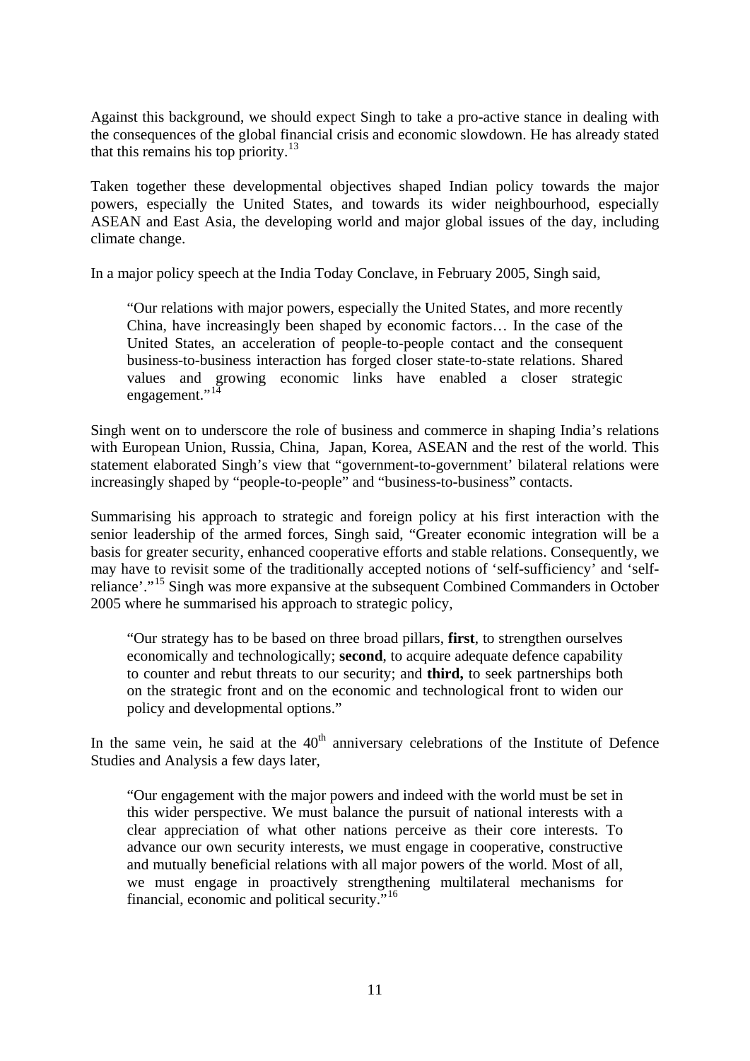Against this background, we should expect Singh to take a pro-active stance in dealing with the consequences of the global financial crisis and economic slowdown. He has already stated that this remains his top priority.[13]

Taken together these developmental objectives shaped Indian policy towards the major powers, especially the United States, and towards its wider neighbourhood, especially ASEAN and East Asia, the developing world and major global issues of the day, including climate change.

In a major policy speech at the India Today Conclave, in February 2005, Singh said,

> "Our relations with major powers, especially the United States, and more recently China, have increasingly been shaped by economic factors… In the case of the United States, an acceleration of people-to-people contact and the consequent business-to-business interaction has forged closer state-to-state relations. Shared values and growing economic links have enabled a closer strategic engagement."[14]

Singh went on to underscore the role of business and commerce in shaping India's relations with European Union, Russia, China, Japan, Korea, ASEAN and the rest of the world. This statement elaborated Singh's view that "government-to-government' bilateral relations were increasingly shaped by "people-to-people" and "business-to-business" contacts.

Summarising his approach to strategic and foreign policy at his first interaction with the senior leadership of the armed forces, Singh said, "Greater economic integration will be a basis for greater security, enhanced cooperative efforts and stable relations. Consequently, we may have to revisit some of the traditionally accepted notions of 'self-sufficiency' and 'self-reliance'."[15] Singh was more expansive at the subsequent Combined Commanders in October 2005 where he summarised his approach to strategic policy,

> "Our strategy has to be based on three broad pillars, **first**, to strengthen ourselves economically and technologically; **second**, to acquire adequate defence capability to counter and rebut threats to our security; and **third,** to seek partnerships both on the strategic front and on the economic and technological front to widen our policy and developmental options."

In the same vein, he said at the 40th anniversary celebrations of the Institute of Defence Studies and Analysis a few days later,

> "Our engagement with the major powers and indeed with the world must be set in this wider perspective. We must balance the pursuit of national interests with a clear appreciation of what other nations perceive as their core interests. To advance our own security interests, we must engage in cooperative, constructive and mutually beneficial relations with all major powers of the world. Most of all, we must engage in proactively strengthening multilateral mechanisms for financial, economic and political security."[16]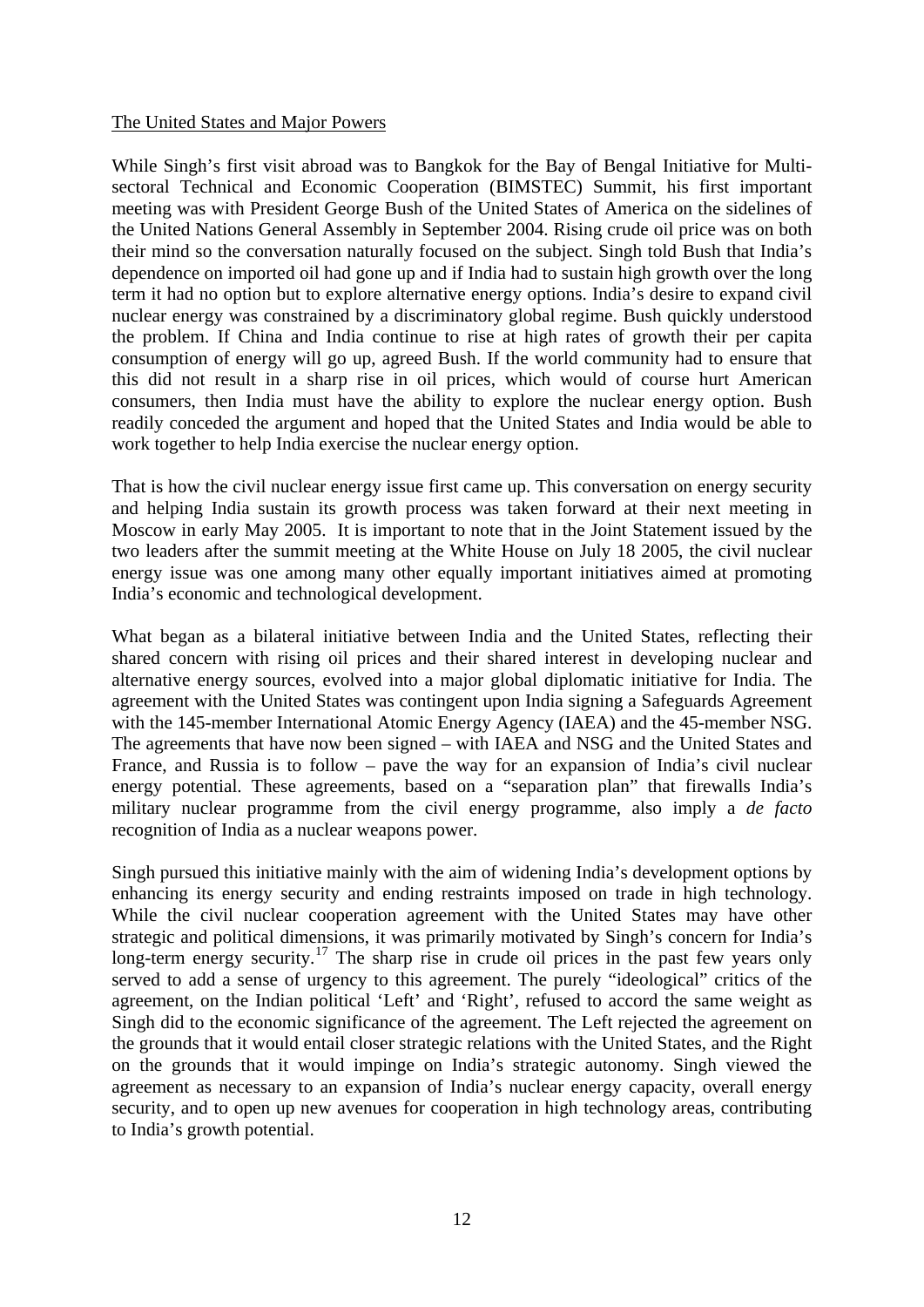The United States and Major Powers

While Singh's first visit abroad was to Bangkok for the Bay of Bengal Initiative for Multi-sectoral Technical and Economic Cooperation (BIMSTEC) Summit, his first important meeting was with President George Bush of the United States of America on the sidelines of the United Nations General Assembly in September 2004. Rising crude oil price was on both their mind so the conversation naturally focused on the subject. Singh told Bush that India's dependence on imported oil had gone up and if India had to sustain high growth over the long term it had no option but to explore alternative energy options. India's desire to expand civil nuclear energy was constrained by a discriminatory global regime. Bush quickly understood the problem. If China and India continue to rise at high rates of growth their per capita consumption of energy will go up, agreed Bush. If the world community had to ensure that this did not result in a sharp rise in oil prices, which would of course hurt American consumers, then India must have the ability to explore the nuclear energy option. Bush readily conceded the argument and hoped that the United States and India would be able to work together to help India exercise the nuclear energy option.

That is how the civil nuclear energy issue first came up. This conversation on energy security and helping India sustain its growth process was taken forward at their next meeting in Moscow in early May 2005. It is important to note that in the Joint Statement issued by the two leaders after the summit meeting at the White House on July 18 2005, the civil nuclear energy issue was one among many other equally important initiatives aimed at promoting India's economic and technological development.

What began as a bilateral initiative between India and the United States, reflecting their shared concern with rising oil prices and their shared interest in developing nuclear and alternative energy sources, evolved into a major global diplomatic initiative for India. The agreement with the United States was contingent upon India signing a Safeguards Agreement with the 145-member International Atomic Energy Agency (IAEA) and the 45-member NSG. The agreements that have now been signed – with IAEA and NSG and the United States and France, and Russia is to follow – pave the way for an expansion of India's civil nuclear energy potential. These agreements, based on a "separation plan" that firewalls India's military nuclear programme from the civil energy programme, also imply a *de facto* recognition of India as a nuclear weapons power.

Singh pursued this initiative mainly with the aim of widening India's development options by enhancing its energy security and ending restraints imposed on trade in high technology. While the civil nuclear cooperation agreement with the United States may have other strategic and political dimensions, it was primarily motivated by Singh's concern for India's long-term energy security.[17] The sharp rise in crude oil prices in the past few years only served to add a sense of urgency to this agreement. The purely "ideological" critics of the agreement, on the Indian political 'Left' and 'Right', refused to accord the same weight as Singh did to the economic significance of the agreement. The Left rejected the agreement on the grounds that it would entail closer strategic relations with the United States, and the Right on the grounds that it would impinge on India's strategic autonomy. Singh viewed the agreement as necessary to an expansion of India's nuclear energy capacity, overall energy security, and to open up new avenues for cooperation in high technology areas, contributing to India's growth potential.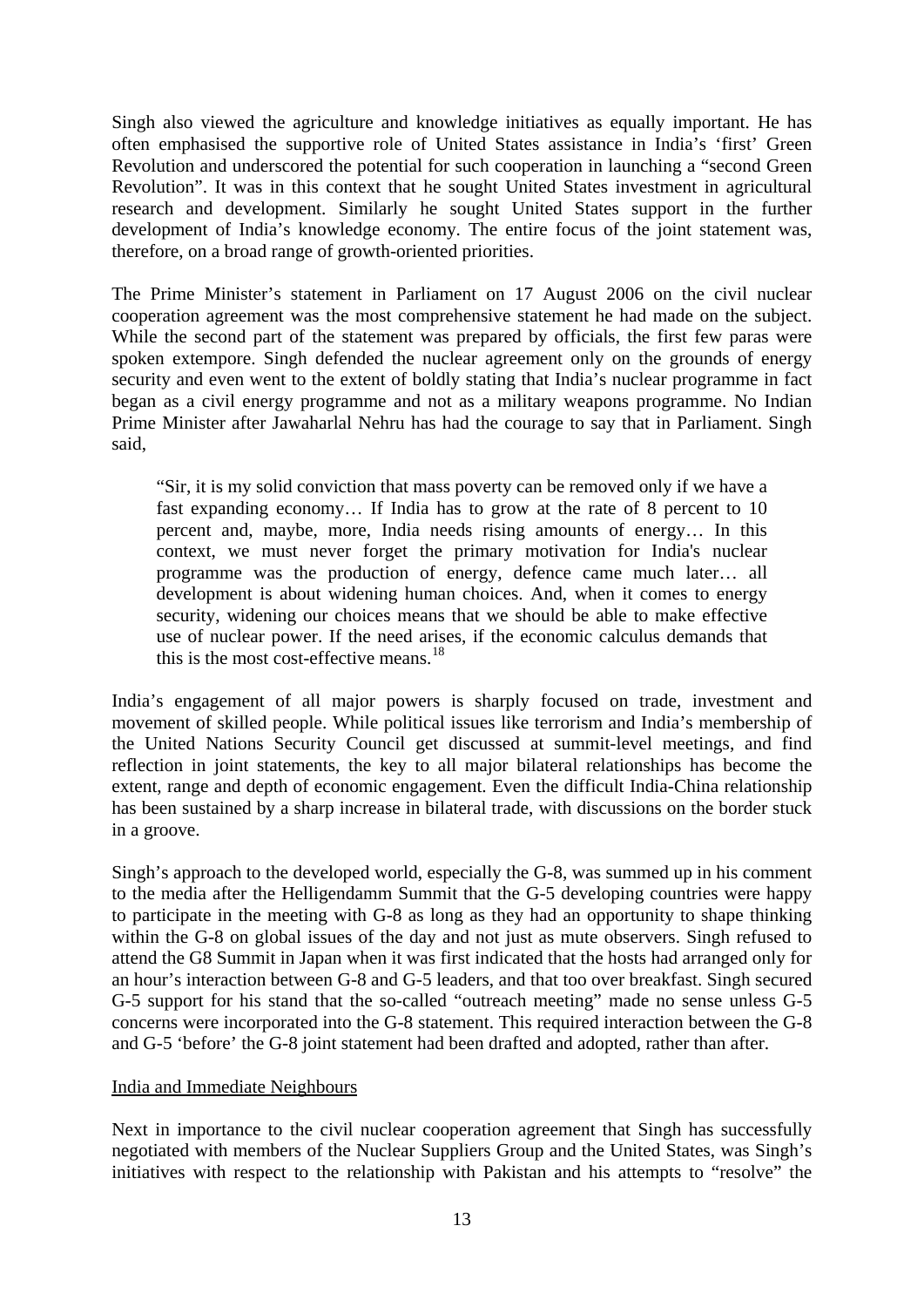Singh also viewed the agriculture and knowledge initiatives as equally important. He has often emphasised the supportive role of United States assistance in India's 'first' Green Revolution and underscored the potential for such cooperation in launching a "second Green Revolution". It was in this context that he sought United States investment in agricultural research and development. Similarly he sought United States support in the further development of India's knowledge economy. The entire focus of the joint statement was, therefore, on a broad range of growth-oriented priorities.

The Prime Minister's statement in Parliament on 17 August 2006 on the civil nuclear cooperation agreement was the most comprehensive statement he had made on the subject. While the second part of the statement was prepared by officials, the first few paras were spoken extempore. Singh defended the nuclear agreement only on the grounds of energy security and even went to the extent of boldly stating that India's nuclear programme in fact began as a civil energy programme and not as a military weapons programme. No Indian Prime Minister after Jawaharlal Nehru has had the courage to say that in Parliament. Singh said,

> "Sir, it is my solid conviction that mass poverty can be removed only if we have a fast expanding economy… If India has to grow at the rate of 8 percent to 10 percent and, maybe, more, India needs rising amounts of energy… In this context, we must never forget the primary motivation for India's nuclear programme was the production of energy, defence came much later… all development is about widening human choices. And, when it comes to energy security, widening our choices means that we should be able to make effective use of nuclear power. If the need arises, if the economic calculus demands that this is the most cost-effective means.[18]

India's engagement of all major powers is sharply focused on trade, investment and movement of skilled people. While political issues like terrorism and India's membership of the United Nations Security Council get discussed at summit-level meetings, and find reflection in joint statements, the key to all major bilateral relationships has become the extent, range and depth of economic engagement. Even the difficult India-China relationship has been sustained by a sharp increase in bilateral trade, with discussions on the border stuck in a groove.

Singh's approach to the developed world, especially the G-8, was summed up in his comment to the media after the Helligendamm Summit that the G-5 developing countries were happy to participate in the meeting with G-8 as long as they had an opportunity to shape thinking within the G-8 on global issues of the day and not just as mute observers. Singh refused to attend the G8 Summit in Japan when it was first indicated that the hosts had arranged only for an hour's interaction between G-8 and G-5 leaders, and that too over breakfast. Singh secured G-5 support for his stand that the so-called "outreach meeting" made no sense unless G-5 concerns were incorporated into the G-8 statement. This required interaction between the G-8 and G-5 'before' the G-8 joint statement had been drafted and adopted, rather than after.

## India and Immediate Neighbours

Next in importance to the civil nuclear cooperation agreement that Singh has successfully negotiated with members of the Nuclear Suppliers Group and the United States, was Singh's initiatives with respect to the relationship with Pakistan and his attempts to "resolve" the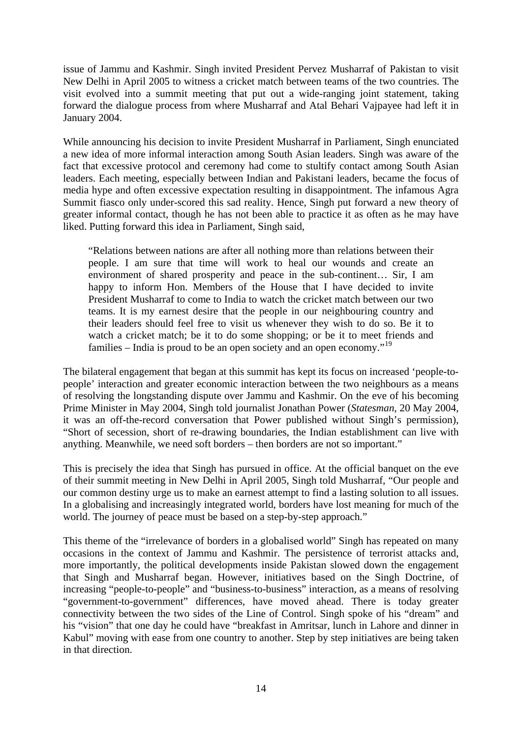issue of Jammu and Kashmir. Singh invited President Pervez Musharraf of Pakistan to visit New Delhi in April 2005 to witness a cricket match between teams of the two countries. The visit evolved into a summit meeting that put out a wide-ranging joint statement, taking forward the dialogue process from where Musharraf and Atal Behari Vajpayee had left it in January 2004.

While announcing his decision to invite President Musharraf in Parliament, Singh enunciated a new idea of more informal interaction among South Asian leaders. Singh was aware of the fact that excessive protocol and ceremony had come to stultify contact among South Asian leaders. Each meeting, especially between Indian and Pakistani leaders, became the focus of media hype and often excessive expectation resulting in disappointment. The infamous Agra Summit fiasco only under-scored this sad reality. Hence, Singh put forward a new theory of greater informal contact, though he has not been able to practice it as often as he may have liked. Putting forward this idea in Parliament, Singh said,

> "Relations between nations are after all nothing more than relations between their people. I am sure that time will work to heal our wounds and create an environment of shared prosperity and peace in the sub-continent… Sir, I am happy to inform Hon. Members of the House that I have decided to invite President Musharraf to come to India to watch the cricket match between our two teams. It is my earnest desire that the people in our neighbouring country and their leaders should feel free to visit us whenever they wish to do so. Be it to watch a cricket match; be it to do some shopping; or be it to meet friends and families – India is proud to be an open society and an open economy."[19]

The bilateral engagement that began at this summit has kept its focus on increased 'people-to-people' interaction and greater economic interaction between the two neighbours as a means of resolving the longstanding dispute over Jammu and Kashmir. On the eve of his becoming Prime Minister in May 2004, Singh told journalist Jonathan Power (*Statesman*, 20 May 2004, it was an off-the-record conversation that Power published without Singh's permission), "Short of secession, short of re-drawing boundaries, the Indian establishment can live with anything. Meanwhile, we need soft borders – then borders are not so important."

This is precisely the idea that Singh has pursued in office. At the official banquet on the eve of their summit meeting in New Delhi in April 2005, Singh told Musharraf, "Our people and our common destiny urge us to make an earnest attempt to find a lasting solution to all issues. In a globalising and increasingly integrated world, borders have lost meaning for much of the world. The journey of peace must be based on a step-by-step approach."

This theme of the "irrelevance of borders in a globalised world" Singh has repeated on many occasions in the context of Jammu and Kashmir. The persistence of terrorist attacks and, more importantly, the political developments inside Pakistan slowed down the engagement that Singh and Musharraf began. However, initiatives based on the Singh Doctrine, of increasing "people-to-people" and "business-to-business" interaction, as a means of resolving "government-to-government" differences, have moved ahead. There is today greater connectivity between the two sides of the Line of Control. Singh spoke of his "dream" and his "vision" that one day he could have "breakfast in Amritsar, lunch in Lahore and dinner in Kabul" moving with ease from one country to another. Step by step initiatives are being taken in that direction.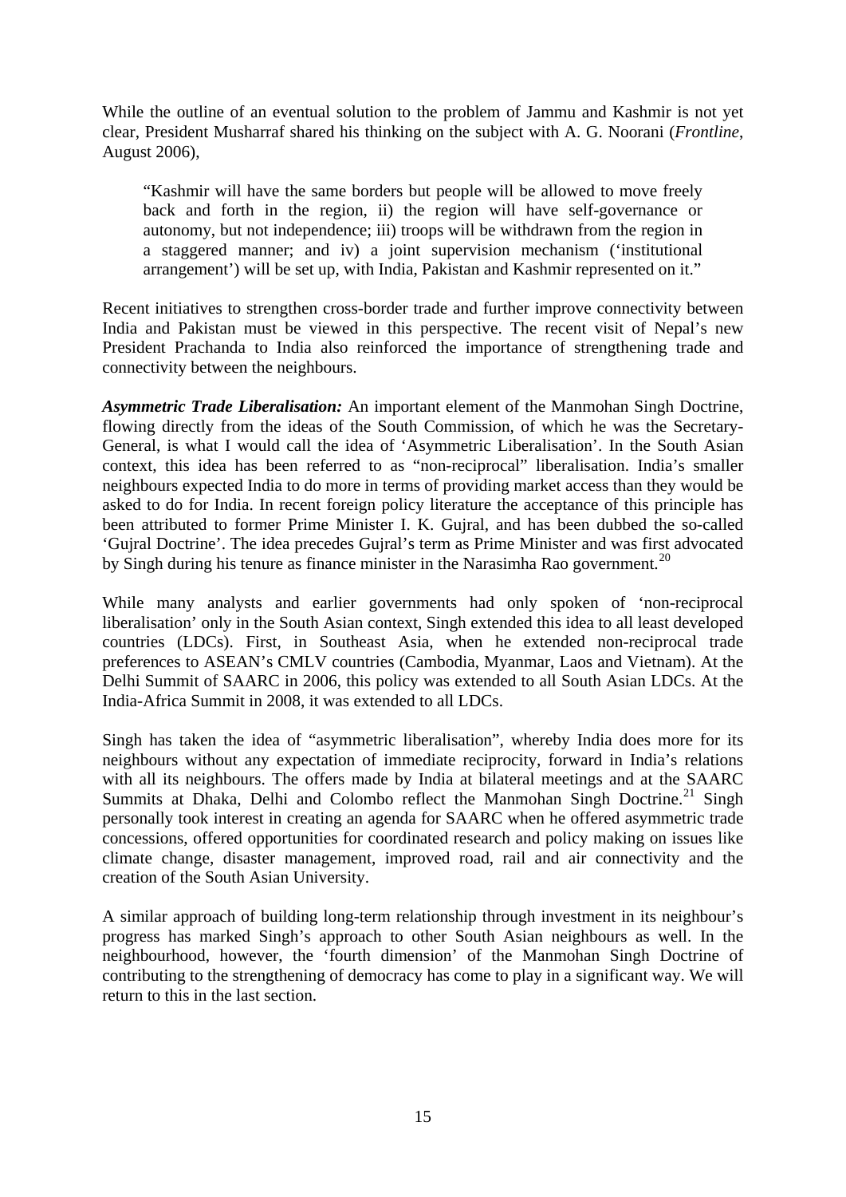While the outline of an eventual solution to the problem of Jammu and Kashmir is not yet clear, President Musharraf shared his thinking on the subject with A. G. Noorani (*Frontline*, August 2006),

> "Kashmir will have the same borders but people will be allowed to move freely back and forth in the region, ii) the region will have self-governance or autonomy, but not independence; iii) troops will be withdrawn from the region in a staggered manner; and iv) a joint supervision mechanism ('institutional arrangement') will be set up, with India, Pakistan and Kashmir represented on it."

Recent initiatives to strengthen cross-border trade and further improve connectivity between India and Pakistan must be viewed in this perspective. The recent visit of Nepal's new President Prachanda to India also reinforced the importance of strengthening trade and connectivity between the neighbours.

***Asymmetric Trade Liberalisation:*** An important element of the Manmohan Singh Doctrine, flowing directly from the ideas of the South Commission, of which he was the Secretary-General, is what I would call the idea of 'Asymmetric Liberalisation'. In the South Asian context, this idea has been referred to as "non-reciprocal" liberalisation. India's smaller neighbours expected India to do more in terms of providing market access than they would be asked to do for India. In recent foreign policy literature the acceptance of this principle has been attributed to former Prime Minister I. K. Gujral, and has been dubbed the so-called 'Gujral Doctrine'. The idea precedes Gujral's term as Prime Minister and was first advocated by Singh during his tenure as finance minister in the Narasimha Rao government.[20]

While many analysts and earlier governments had only spoken of 'non-reciprocal liberalisation' only in the South Asian context, Singh extended this idea to all least developed countries (LDCs). First, in Southeast Asia, when he extended non-reciprocal trade preferences to ASEAN's CMLV countries (Cambodia, Myanmar, Laos and Vietnam). At the Delhi Summit of SAARC in 2006, this policy was extended to all South Asian LDCs. At the India-Africa Summit in 2008, it was extended to all LDCs.

Singh has taken the idea of "asymmetric liberalisation", whereby India does more for its neighbours without any expectation of immediate reciprocity, forward in India's relations with all its neighbours. The offers made by India at bilateral meetings and at the SAARC Summits at Dhaka, Delhi and Colombo reflect the Manmohan Singh Doctrine.[21] Singh personally took interest in creating an agenda for SAARC when he offered asymmetric trade concessions, offered opportunities for coordinated research and policy making on issues like climate change, disaster management, improved road, rail and air connectivity and the creation of the South Asian University.

A similar approach of building long-term relationship through investment in its neighbour's progress has marked Singh's approach to other South Asian neighbours as well. In the neighbourhood, however, the 'fourth dimension' of the Manmohan Singh Doctrine of contributing to the strengthening of democracy has come to play in a significant way. We will return to this in the last section.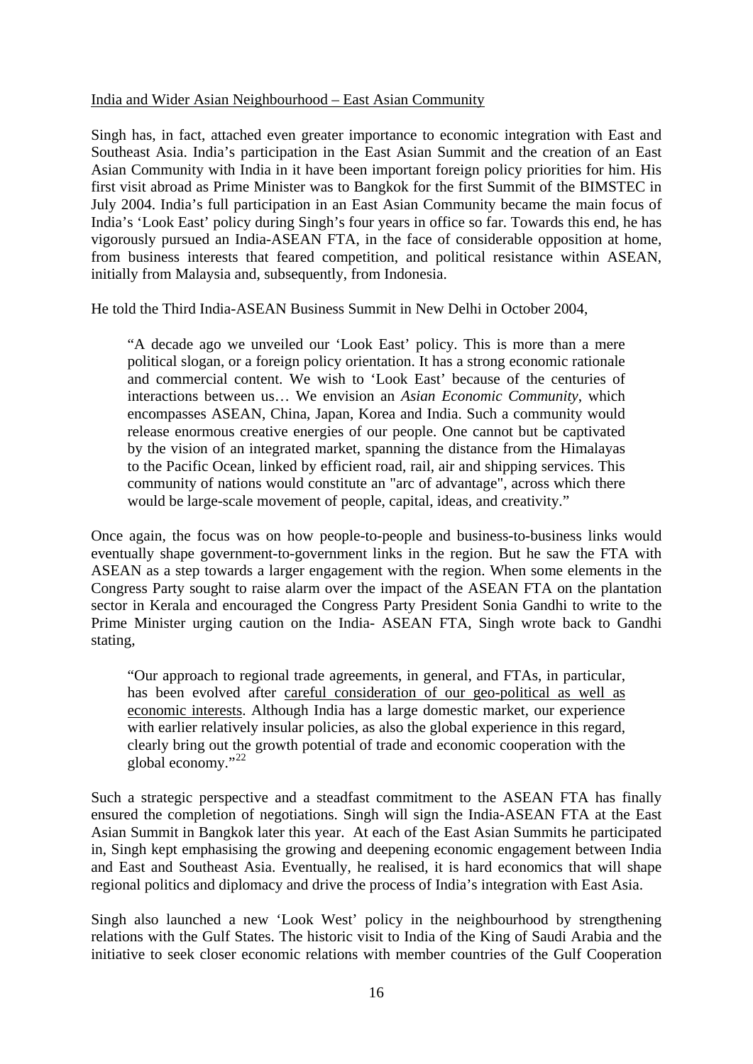India and Wider Asian Neighbourhood – East Asian Community

Singh has, in fact, attached even greater importance to economic integration with East and Southeast Asia. India's participation in the East Asian Summit and the creation of an East Asian Community with India in it have been important foreign policy priorities for him. His first visit abroad as Prime Minister was to Bangkok for the first Summit of the BIMSTEC in July 2004. India's full participation in an East Asian Community became the main focus of India's 'Look East' policy during Singh's four years in office so far. Towards this end, he has vigorously pursued an India-ASEAN FTA, in the face of considerable opposition at home, from business interests that feared competition, and political resistance within ASEAN, initially from Malaysia and, subsequently, from Indonesia.

He told the Third India-ASEAN Business Summit in New Delhi in October 2004,

> "A decade ago we unveiled our 'Look East' policy. This is more than a mere political slogan, or a foreign policy orientation. It has a strong economic rationale and commercial content. We wish to 'Look East' because of the centuries of interactions between us… We envision an *Asian Economic Community*, which encompasses ASEAN, China, Japan, Korea and India. Such a community would release enormous creative energies of our people. One cannot but be captivated by the vision of an integrated market, spanning the distance from the Himalayas to the Pacific Ocean, linked by efficient road, rail, air and shipping services. This community of nations would constitute an "arc of advantage", across which there would be large-scale movement of people, capital, ideas, and creativity."

Once again, the focus was on how people-to-people and business-to-business links would eventually shape government-to-government links in the region. But he saw the FTA with ASEAN as a step towards a larger engagement with the region. When some elements in the Congress Party sought to raise alarm over the impact of the ASEAN FTA on the plantation sector in Kerala and encouraged the Congress Party President Sonia Gandhi to write to the Prime Minister urging caution on the India- ASEAN FTA, Singh wrote back to Gandhi stating,

> "Our approach to regional trade agreements, in general, and FTAs, in particular, has been evolved after careful consideration of our geo-political as well as economic interests. Although India has a large domestic market, our experience with earlier relatively insular policies, as also the global experience in this regard, clearly bring out the growth potential of trade and economic cooperation with the global economy."[22]

Such a strategic perspective and a steadfast commitment to the ASEAN FTA has finally ensured the completion of negotiations. Singh will sign the India-ASEAN FTA at the East Asian Summit in Bangkok later this year. At each of the East Asian Summits he participated in, Singh kept emphasising the growing and deepening economic engagement between India and East and Southeast Asia. Eventually, he realised, it is hard economics that will shape regional politics and diplomacy and drive the process of India's integration with East Asia.

Singh also launched a new 'Look West' policy in the neighbourhood by strengthening relations with the Gulf States. The historic visit to India of the King of Saudi Arabia and the initiative to seek closer economic relations with member countries of the Gulf Cooperation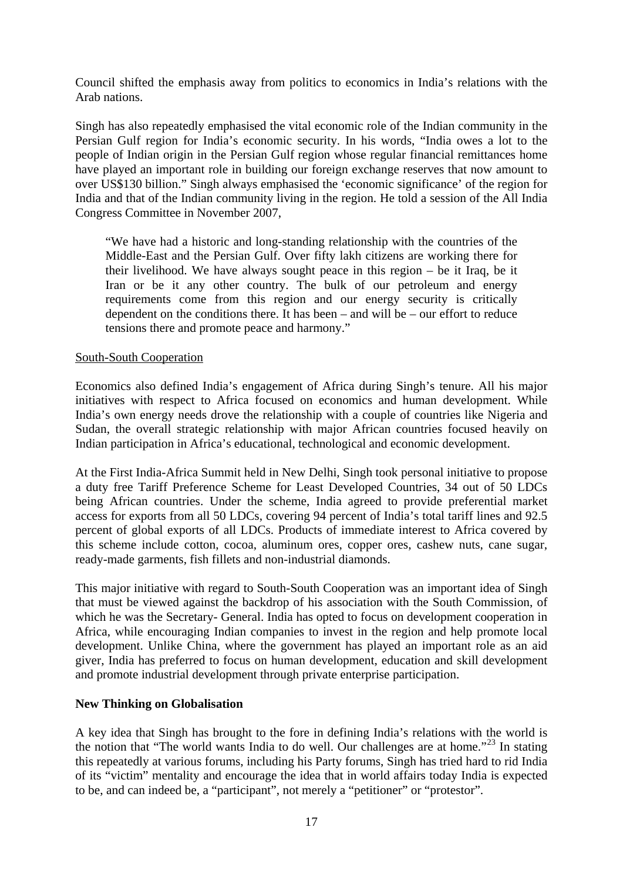Council shifted the emphasis away from politics to economics in India's relations with the Arab nations.

Singh has also repeatedly emphasised the vital economic role of the Indian community in the Persian Gulf region for India's economic security. In his words, "India owes a lot to the people of Indian origin in the Persian Gulf region whose regular financial remittances home have played an important role in building our foreign exchange reserves that now amount to over US$130 billion." Singh always emphasised the 'economic significance' of the region for India and that of the Indian community living in the region. He told a session of the All India Congress Committee in November 2007,

> "We have had a historic and long-standing relationship with the countries of the Middle-East and the Persian Gulf. Over fifty lakh citizens are working there for their livelihood. We have always sought peace in this region – be it Iraq, be it Iran or be it any other country. The bulk of our petroleum and energy requirements come from this region and our energy security is critically dependent on the conditions there. It has been – and will be – our effort to reduce tensions there and promote peace and harmony."

South-South Cooperation

Economics also defined India's engagement of Africa during Singh's tenure. All his major initiatives with respect to Africa focused on economics and human development. While India's own energy needs drove the relationship with a couple of countries like Nigeria and Sudan, the overall strategic relationship with major African countries focused heavily on Indian participation in Africa's educational, technological and economic development.

At the First India-Africa Summit held in New Delhi, Singh took personal initiative to propose a duty free Tariff Preference Scheme for Least Developed Countries, 34 out of 50 LDCs being African countries. Under the scheme, India agreed to provide preferential market access for exports from all 50 LDCs, covering 94 percent of India's total tariff lines and 92.5 percent of global exports of all LDCs. Products of immediate interest to Africa covered by this scheme include cotton, cocoa, aluminum ores, copper ores, cashew nuts, cane sugar, ready-made garments, fish fillets and non-industrial diamonds.

This major initiative with regard to South-South Cooperation was an important idea of Singh that must be viewed against the backdrop of his association with the South Commission, of which he was the Secretary- General. India has opted to focus on development cooperation in Africa, while encouraging Indian companies to invest in the region and help promote local development. Unlike China, where the government has played an important role as an aid giver, India has preferred to focus on human development, education and skill development and promote industrial development through private enterprise participation.

**New Thinking on Globalisation**

A key idea that Singh has brought to the fore in defining India's relations with the world is the notion that "The world wants India to do well. Our challenges are at home."[23] In stating this repeatedly at various forums, including his Party forums, Singh has tried hard to rid India of its "victim" mentality and encourage the idea that in world affairs today India is expected to be, and can indeed be, a "participant", not merely a "petitioner" or "protestor".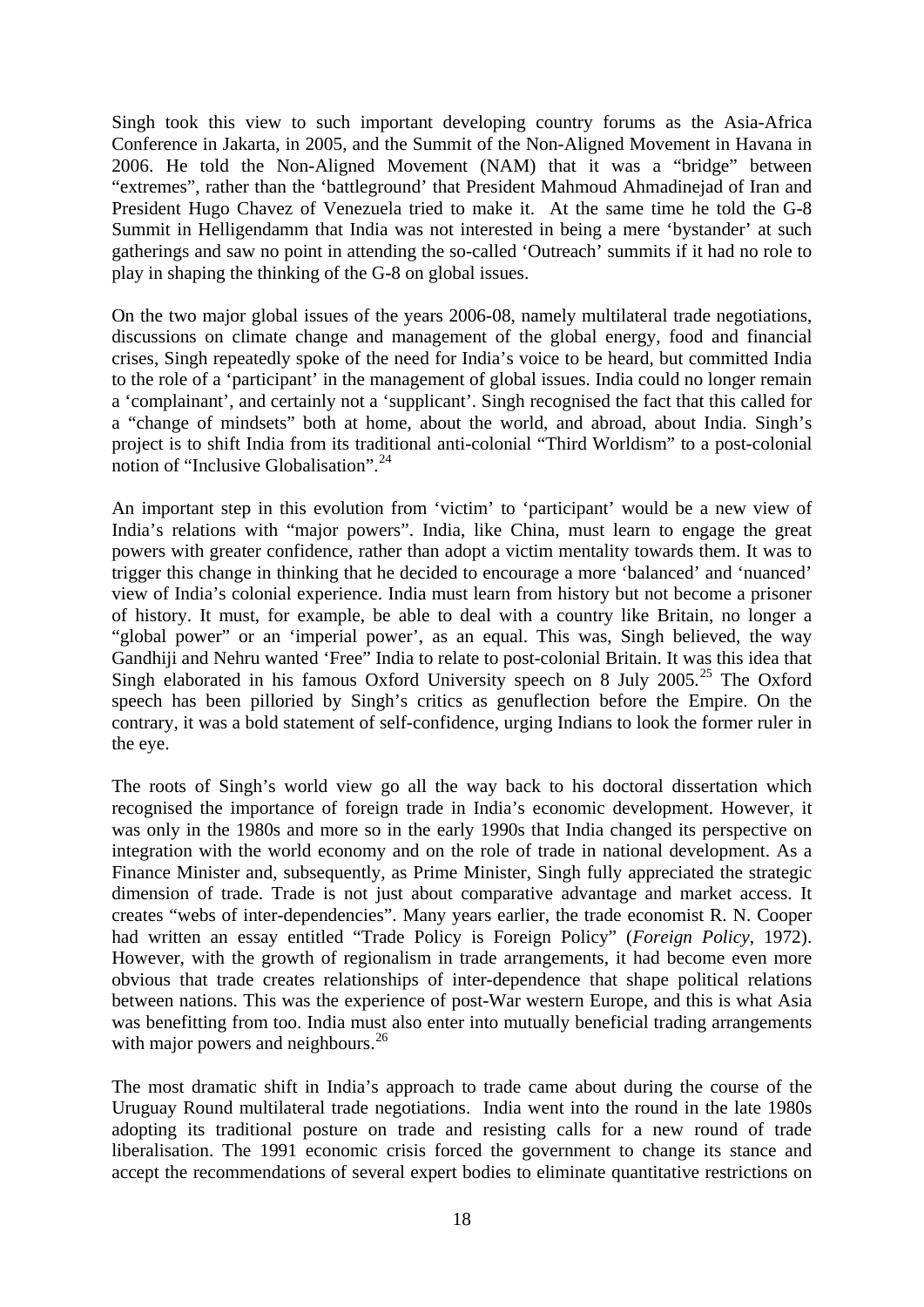Singh took this view to such important developing country forums as the Asia-Africa Conference in Jakarta, in 2005, and the Summit of the Non-Aligned Movement in Havana in 2006. He told the Non-Aligned Movement (NAM) that it was a "bridge" between "extremes", rather than the 'battleground' that President Mahmoud Ahmadinejad of Iran and President Hugo Chavez of Venezuela tried to make it. At the same time he told the G-8 Summit in Helligendamm that India was not interested in being a mere 'bystander' at such gatherings and saw no point in attending the so-called 'Outreach' summits if it had no role to play in shaping the thinking of the G-8 on global issues.

On the two major global issues of the years 2006-08, namely multilateral trade negotiations, discussions on climate change and management of the global energy, food and financial crises, Singh repeatedly spoke of the need for India's voice to be heard, but committed India to the role of a 'participant' in the management of global issues. India could no longer remain a 'complainant', and certainly not a 'supplicant'. Singh recognised the fact that this called for a "change of mindsets" both at home, about the world, and abroad, about India. Singh's project is to shift India from its traditional anti-colonial "Third Worldism" to a post-colonial notion of "Inclusive Globalisation".[24]

An important step in this evolution from 'victim' to 'participant' would be a new view of India's relations with "major powers". India, like China, must learn to engage the great powers with greater confidence, rather than adopt a victim mentality towards them. It was to trigger this change in thinking that he decided to encourage a more 'balanced' and 'nuanced' view of India's colonial experience. India must learn from history but not become a prisoner of history. It must, for example, be able to deal with a country like Britain, no longer a "global power" or an 'imperial power', as an equal. This was, Singh believed, the way Gandhiji and Nehru wanted 'Free" India to relate to post-colonial Britain. It was this idea that Singh elaborated in his famous Oxford University speech on 8 July 2005.[25] The Oxford speech has been pilloried by Singh's critics as genuflection before the Empire. On the contrary, it was a bold statement of self-confidence, urging Indians to look the former ruler in the eye.

The roots of Singh's world view go all the way back to his doctoral dissertation which recognised the importance of foreign trade in India's economic development. However, it was only in the 1980s and more so in the early 1990s that India changed its perspective on integration with the world economy and on the role of trade in national development. As a Finance Minister and, subsequently, as Prime Minister, Singh fully appreciated the strategic dimension of trade. Trade is not just about comparative advantage and market access. It creates "webs of inter-dependencies". Many years earlier, the trade economist R. N. Cooper had written an essay entitled "Trade Policy is Foreign Policy" (*Foreign Policy*, 1972). However, with the growth of regionalism in trade arrangements, it had become even more obvious that trade creates relationships of inter-dependence that shape political relations between nations. This was the experience of post-War western Europe, and this is what Asia was benefitting from too. India must also enter into mutually beneficial trading arrangements with major powers and neighbours.[26]

The most dramatic shift in India's approach to trade came about during the course of the Uruguay Round multilateral trade negotiations. India went into the round in the late 1980s adopting its traditional posture on trade and resisting calls for a new round of trade liberalisation. The 1991 economic crisis forced the government to change its stance and accept the recommendations of several expert bodies to eliminate quantitative restrictions on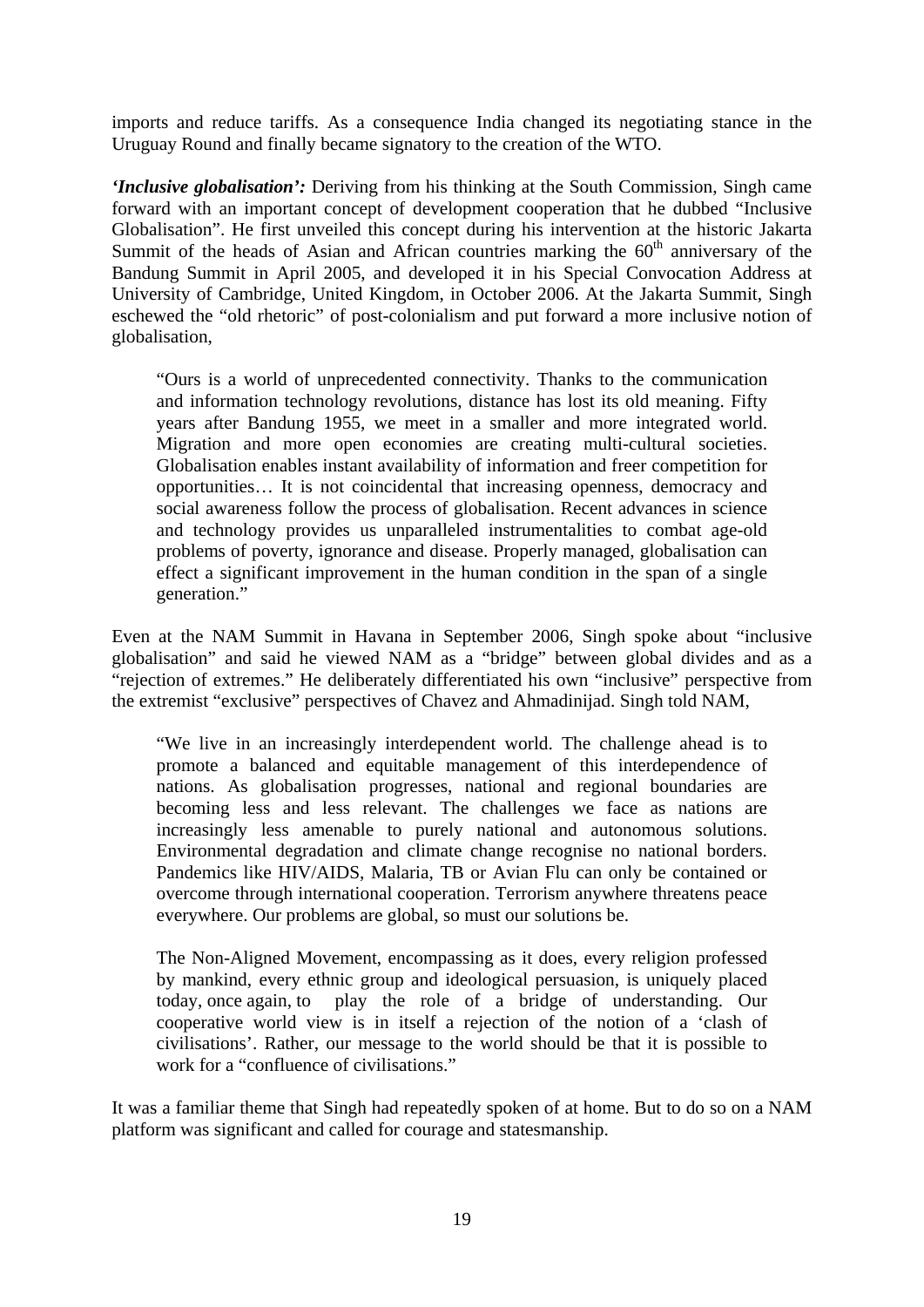imports and reduce tariffs. As a consequence India changed its negotiating stance in the Uruguay Round and finally became signatory to the creation of the WTO.

***'Inclusive globalisation':*** Deriving from his thinking at the South Commission, Singh came forward with an important concept of development cooperation that he dubbed "Inclusive Globalisation". He first unveiled this concept during his intervention at the historic Jakarta Summit of the heads of Asian and African countries marking the 60th anniversary of the Bandung Summit in April 2005, and developed it in his Special Convocation Address at University of Cambridge, United Kingdom, in October 2006. At the Jakarta Summit, Singh eschewed the "old rhetoric" of post-colonialism and put forward a more inclusive notion of globalisation,

> "Ours is a world of unprecedented connectivity. Thanks to the communication and information technology revolutions, distance has lost its old meaning. Fifty years after Bandung 1955, we meet in a smaller and more integrated world. Migration and more open economies are creating multi-cultural societies. Globalisation enables instant availability of information and freer competition for opportunities… It is not coincidental that increasing openness, democracy and social awareness follow the process of globalisation. Recent advances in science and technology provides us unparalleled instrumentalities to combat age-old problems of poverty, ignorance and disease. Properly managed, globalisation can effect a significant improvement in the human condition in the span of a single generation."

Even at the NAM Summit in Havana in September 2006, Singh spoke about "inclusive globalisation" and said he viewed NAM as a "bridge" between global divides and as a "rejection of extremes." He deliberately differentiated his own "inclusive" perspective from the extremist "exclusive" perspectives of Chavez and Ahmadinijad. Singh told NAM,

> "We live in an increasingly interdependent world. The challenge ahead is to promote a balanced and equitable management of this interdependence of nations. As globalisation progresses, national and regional boundaries are becoming less and less relevant. The challenges we face as nations are increasingly less amenable to purely national and autonomous solutions. Environmental degradation and climate change recognise no national borders. Pandemics like HIV/AIDS, Malaria, TB or Avian Flu can only be contained or overcome through international cooperation. Terrorism anywhere threatens peace everywhere. Our problems are global, so must our solutions be.
>
> The Non-Aligned Movement, encompassing as it does, every religion professed by mankind, every ethnic group and ideological persuasion, is uniquely placed today, once again, to play the role of a bridge of understanding. Our cooperative world view is in itself a rejection of the notion of a 'clash of civilisations'. Rather, our message to the world should be that it is possible to work for a "confluence of civilisations."

It was a familiar theme that Singh had repeatedly spoken of at home. But to do so on a NAM platform was significant and called for courage and statesmanship.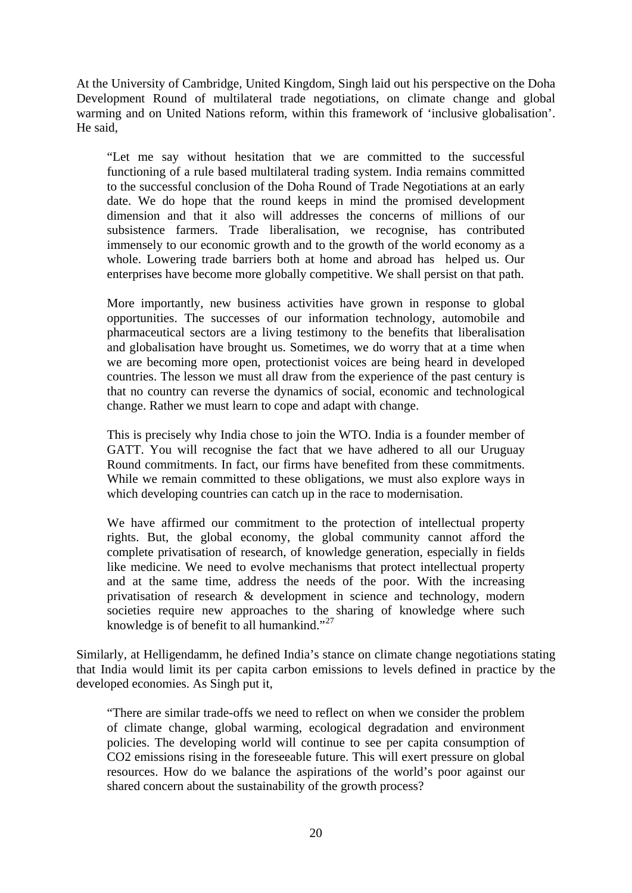At the University of Cambridge, United Kingdom, Singh laid out his perspective on the Doha Development Round of multilateral trade negotiations, on climate change and global warming and on United Nations reform, within this framework of 'inclusive globalisation'. He said,

> "Let me say without hesitation that we are committed to the successful functioning of a rule based multilateral trading system. India remains committed to the successful conclusion of the Doha Round of Trade Negotiations at an early date. We do hope that the round keeps in mind the promised development dimension and that it also will addresses the concerns of millions of our subsistence farmers. Trade liberalisation, we recognise, has contributed immensely to our economic growth and to the growth of the world economy as a whole. Lowering trade barriers both at home and abroad has helped us. Our enterprises have become more globally competitive. We shall persist on that path.
>
> More importantly, new business activities have grown in response to global opportunities. The successes of our information technology, automobile and pharmaceutical sectors are a living testimony to the benefits that liberalisation and globalisation have brought us. Sometimes, we do worry that at a time when we are becoming more open, protectionist voices are being heard in developed countries. The lesson we must all draw from the experience of the past century is that no country can reverse the dynamics of social, economic and technological change. Rather we must learn to cope and adapt with change.
>
> This is precisely why India chose to join the WTO. India is a founder member of GATT. You will recognise the fact that we have adhered to all our Uruguay Round commitments. In fact, our firms have benefited from these commitments. While we remain committed to these obligations, we must also explore ways in which developing countries can catch up in the race to modernisation.
>
> We have affirmed our commitment to the protection of intellectual property rights. But, the global economy, the global community cannot afford the complete privatisation of research, of knowledge generation, especially in fields like medicine. We need to evolve mechanisms that protect intellectual property and at the same time, address the needs of the poor. With the increasing privatisation of research & development in science and technology, modern societies require new approaches to the sharing of knowledge where such knowledge is of benefit to all humankind."[27]

Similarly, at Helligendamm, he defined India's stance on climate change negotiations stating that India would limit its per capita carbon emissions to levels defined in practice by the developed economies. As Singh put it,

> "There are similar trade-offs we need to reflect on when we consider the problem of climate change, global warming, ecological degradation and environment policies. The developing world will continue to see per capita consumption of $CO_2$ emissions rising in the foreseeable future. This will exert pressure on global resources. How do we balance the aspirations of the world's poor against our shared concern about the sustainability of the growth process?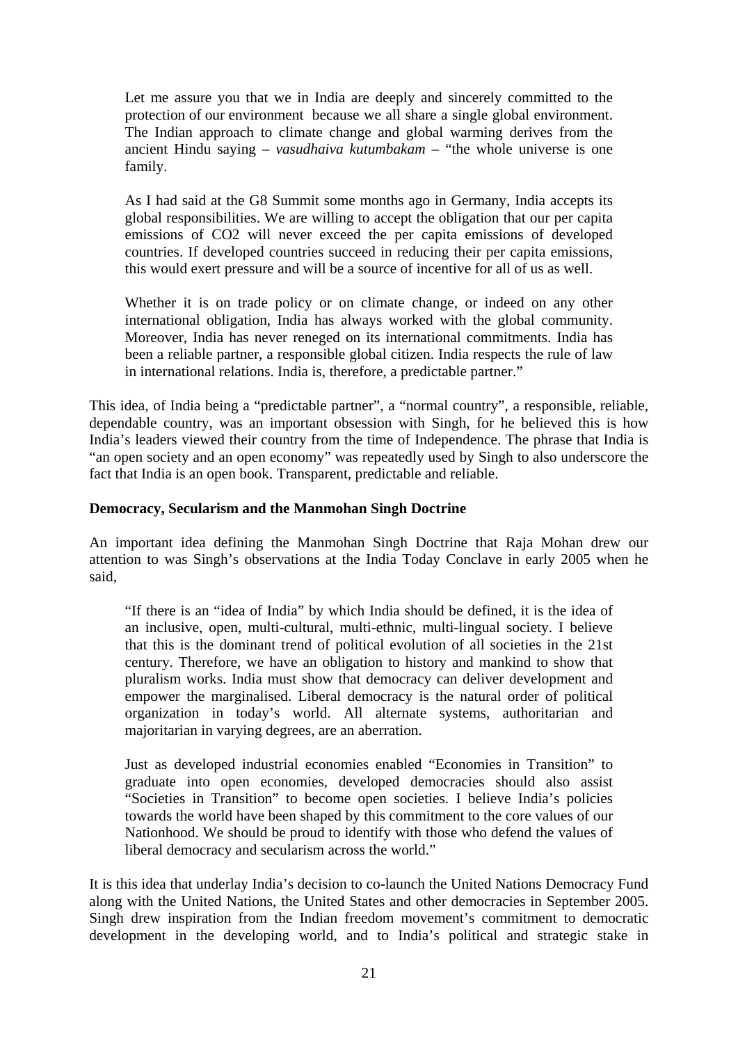> Let me assure you that we in India are deeply and sincerely committed to the protection of our environment because we all share a single global environment. The Indian approach to climate change and global warming derives from the ancient Hindu saying – *vasudhaiva kutumbakam* – "the whole universe is one family.
>
> As I had said at the G8 Summit some months ago in Germany, India accepts its global responsibilities. We are willing to accept the obligation that our per capita emissions of $CO_2$ will never exceed the per capita emissions of developed countries. If developed countries succeed in reducing their per capita emissions, this would exert pressure and will be a source of incentive for all of us as well.
>
> Whether it is on trade policy or on climate change, or indeed on any other international obligation, India has always worked with the global community. Moreover, India has never reneged on its international commitments. India has been a reliable partner, a responsible global citizen. India respects the rule of law in international relations. India is, therefore, a predictable partner."

This idea, of India being a "predictable partner", a "normal country", a responsible, reliable, dependable country, was an important obsession with Singh, for he believed this is how India's leaders viewed their country from the time of Independence. The phrase that India is "an open society and an open economy" was repeatedly used by Singh to also underscore the fact that India is an open book. Transparent, predictable and reliable.

**Democracy, Secularism and the Manmohan Singh Doctrine**

An important idea defining the Manmohan Singh Doctrine that Raja Mohan drew our attention to was Singh's observations at the India Today Conclave in early 2005 when he said,

> "If there is an "idea of India" by which India should be defined, it is the idea of an inclusive, open, multi-cultural, multi-ethnic, multi-lingual society. I believe that this is the dominant trend of political evolution of all societies in the 21st century. Therefore, we have an obligation to history and mankind to show that pluralism works. India must show that democracy can deliver development and empower the marginalised. Liberal democracy is the natural order of political organization in today's world. All alternate systems, authoritarian and majoritarian in varying degrees, are an aberration.
>
> Just as developed industrial economies enabled "Economies in Transition" to graduate into open economies, developed democracies should also assist "Societies in Transition" to become open societies. I believe India's policies towards the world have been shaped by this commitment to the core values of our Nationhood. We should be proud to identify with those who defend the values of liberal democracy and secularism across the world."

It is this idea that underlay India's decision to co-launch the United Nations Democracy Fund along with the United Nations, the United States and other democracies in September 2005. Singh drew inspiration from the Indian freedom movement's commitment to democratic development in the developing world, and to India's political and strategic stake in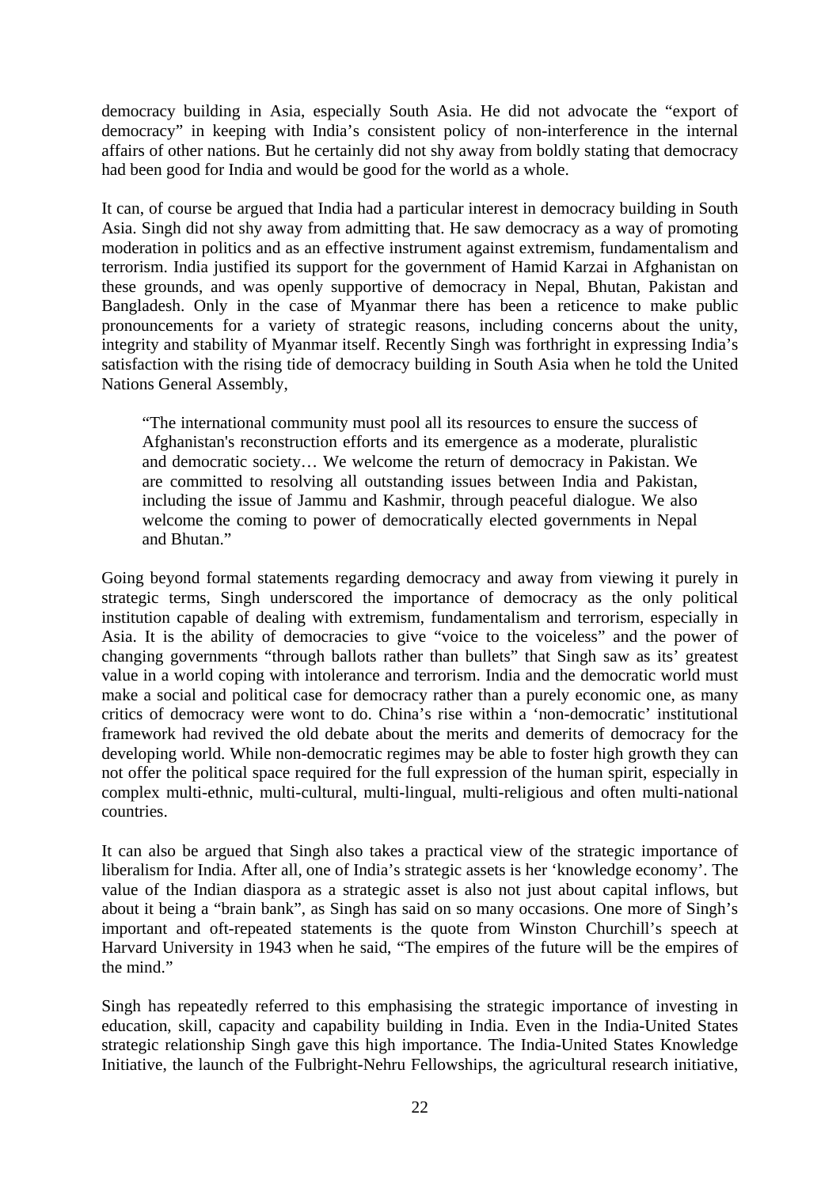democracy building in Asia, especially South Asia. He did not advocate the "export of democracy" in keeping with India's consistent policy of non-interference in the internal affairs of other nations. But he certainly did not shy away from boldly stating that democracy had been good for India and would be good for the world as a whole.

It can, of course be argued that India had a particular interest in democracy building in South Asia. Singh did not shy away from admitting that. He saw democracy as a way of promoting moderation in politics and as an effective instrument against extremism, fundamentalism and terrorism. India justified its support for the government of Hamid Karzai in Afghanistan on these grounds, and was openly supportive of democracy in Nepal, Bhutan, Pakistan and Bangladesh. Only in the case of Myanmar there has been a reticence to make public pronouncements for a variety of strategic reasons, including concerns about the unity, integrity and stability of Myanmar itself. Recently Singh was forthright in expressing India's satisfaction with the rising tide of democracy building in South Asia when he told the United Nations General Assembly,

> "The international community must pool all its resources to ensure the success of Afghanistan's reconstruction efforts and its emergence as a moderate, pluralistic and democratic society… We welcome the return of democracy in Pakistan. We are committed to resolving all outstanding issues between India and Pakistan, including the issue of Jammu and Kashmir, through peaceful dialogue. We also welcome the coming to power of democratically elected governments in Nepal and Bhutan."

Going beyond formal statements regarding democracy and away from viewing it purely in strategic terms, Singh underscored the importance of democracy as the only political institution capable of dealing with extremism, fundamentalism and terrorism, especially in Asia. It is the ability of democracies to give "voice to the voiceless" and the power of changing governments "through ballots rather than bullets" that Singh saw as its' greatest value in a world coping with intolerance and terrorism. India and the democratic world must make a social and political case for democracy rather than a purely economic one, as many critics of democracy were wont to do. China's rise within a 'non-democratic' institutional framework had revived the old debate about the merits and demerits of democracy for the developing world. While non-democratic regimes may be able to foster high growth they can not offer the political space required for the full expression of the human spirit, especially in complex multi-ethnic, multi-cultural, multi-lingual, multi-religious and often multi-national countries.

It can also be argued that Singh also takes a practical view of the strategic importance of liberalism for India. After all, one of India's strategic assets is her 'knowledge economy'. The value of the Indian diaspora as a strategic asset is also not just about capital inflows, but about it being a "brain bank", as Singh has said on so many occasions. One more of Singh's important and oft-repeated statements is the quote from Winston Churchill's speech at Harvard University in 1943 when he said, "The empires of the future will be the empires of the mind."

Singh has repeatedly referred to this emphasising the strategic importance of investing in education, skill, capacity and capability building in India. Even in the India-United States strategic relationship Singh gave this high importance. The India-United States Knowledge Initiative, the launch of the Fulbright-Nehru Fellowships, the agricultural research initiative,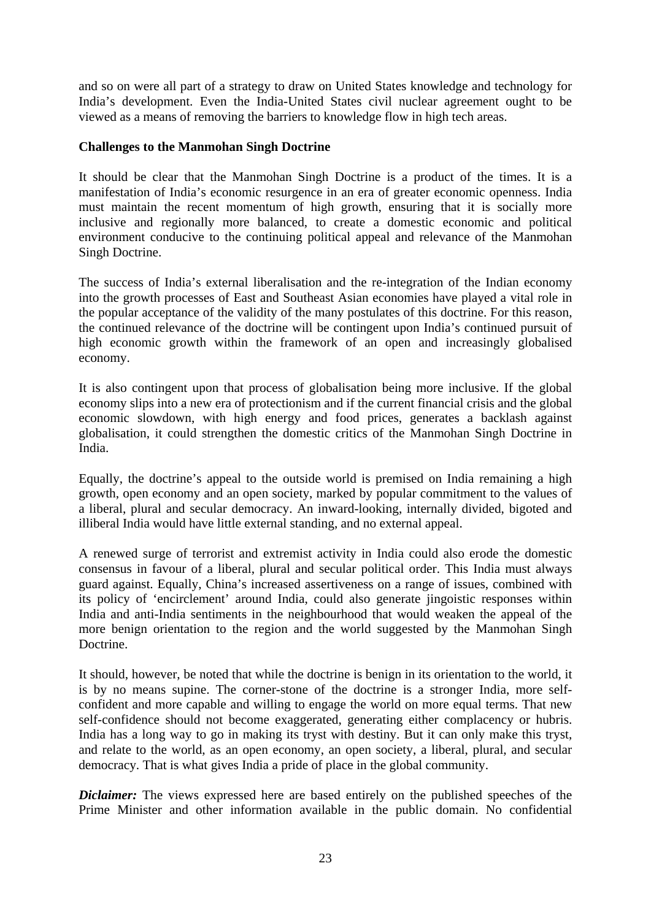and so on were all part of a strategy to draw on United States knowledge and technology for India's development. Even the India-United States civil nuclear agreement ought to be viewed as a means of removing the barriers to knowledge flow in high tech areas.

**Challenges to the Manmohan Singh Doctrine**

It should be clear that the Manmohan Singh Doctrine is a product of the times. It is a manifestation of India's economic resurgence in an era of greater economic openness. India must maintain the recent momentum of high growth, ensuring that it is socially more inclusive and regionally more balanced, to create a domestic economic and political environment conducive to the continuing political appeal and relevance of the Manmohan Singh Doctrine.

The success of India's external liberalisation and the re-integration of the Indian economy into the growth processes of East and Southeast Asian economies have played a vital role in the popular acceptance of the validity of the many postulates of this doctrine. For this reason, the continued relevance of the doctrine will be contingent upon India's continued pursuit of high economic growth within the framework of an open and increasingly globalised economy.

It is also contingent upon that process of globalisation being more inclusive. If the global economy slips into a new era of protectionism and if the current financial crisis and the global economic slowdown, with high energy and food prices, generates a backlash against globalisation, it could strengthen the domestic critics of the Manmohan Singh Doctrine in India.

Equally, the doctrine's appeal to the outside world is premised on India remaining a high growth, open economy and an open society, marked by popular commitment to the values of a liberal, plural and secular democracy. An inward-looking, internally divided, bigoted and illiberal India would have little external standing, and no external appeal.

A renewed surge of terrorist and extremist activity in India could also erode the domestic consensus in favour of a liberal, plural and secular political order. This India must always guard against. Equally, China's increased assertiveness on a range of issues, combined with its policy of 'encirclement' around India, could also generate jingoistic responses within India and anti-India sentiments in the neighbourhood that would weaken the appeal of the more benign orientation to the region and the world suggested by the Manmohan Singh Doctrine.

It should, however, be noted that while the doctrine is benign in its orientation to the world, it is by no means supine. The corner-stone of the doctrine is a stronger India, more self-confident and more capable and willing to engage the world on more equal terms. That new self-confidence should not become exaggerated, generating either complacency or hubris. India has a long way to go in making its tryst with destiny. But it can only make this tryst, and relate to the world, as an open economy, an open society, a liberal, plural, and secular democracy. That is what gives India a pride of place in the global community.

***Diclaimer:*** The views expressed here are based entirely on the published speeches of the Prime Minister and other information available in the public domain. No confidential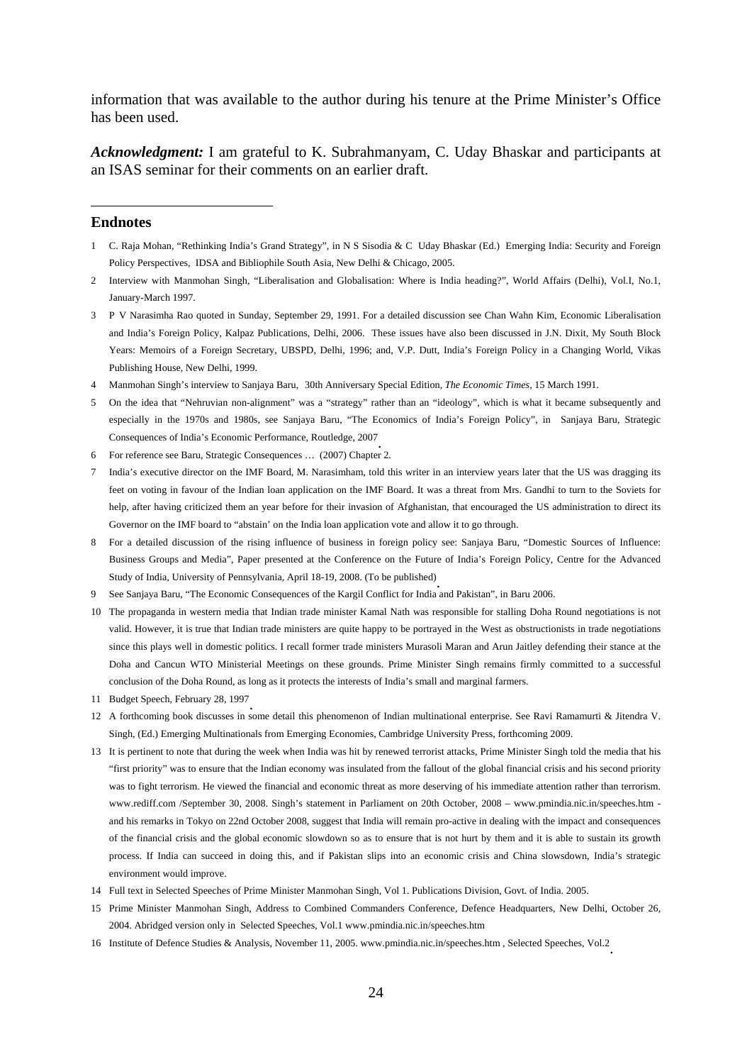information that was available to the author during his tenure at the Prime Minister's Office has been used.

***Acknowledgment:*** I am grateful to K. Subrahmanyam, C. Uday Bhaskar and participants at an ISAS seminar for their comments on an earlier draft.

## Endnotes

1. C. Raja Mohan, "Rethinking India's Grand Strategy", in N S Sisodia & C Uday Bhaskar (Ed.) Emerging India: Security and Foreign Policy Perspectives, IDSA and Bibliophile South Asia, New Delhi & Chicago, 2005.
2. Interview with Manmohan Singh, "Liberalisation and Globalisation: Where is India heading?", World Affairs (Delhi), Vol.I, No.1, January-March 1997.
3. P V Narasimha Rao quoted in Sunday, September 29, 1991. For a detailed discussion see Chan Wahn Kim, Economic Liberalisation and India's Foreign Policy, Kalpaz Publications, Delhi, 2006. These issues have also been discussed in J.N. Dixit, My South Block Years: Memoirs of a Foreign Secretary, UBSPD, Delhi, 1996; and, V.P. Dutt, India's Foreign Policy in a Changing World, Vikas Publishing House, New Delhi, 1999.
4. Manmohan Singh's interview to Sanjaya Baru, 30th Anniversary Special Edition, *The Economic Times*, 15 March 1991.
5. On the idea that "Nehruvian non-alignment" was a "strategy" rather than an "ideology", which is what it became subsequently and especially in the 1970s and 1980s, see Sanjaya Baru, "The Economics of India's Foreign Policy", in Sanjaya Baru, Strategic Consequences of India's Economic Performance, Routledge, 2007
6. For reference see Baru, Strategic Consequences … (2007) Chapter 2.
7. India's executive director on the IMF Board, M. Narasimham, told this writer in an interview years later that the US was dragging its feet on voting in favour of the Indian loan application on the IMF Board. It was a threat from Mrs. Gandhi to turn to the Soviets for help, after having criticized them an year before for their invasion of Afghanistan, that encouraged the US administration to direct its Governor on the IMF board to "abstain" on the India loan application vote and allow it to go through.
8. For a detailed discussion of the rising influence of business in foreign policy see: Sanjaya Baru, "Domestic Sources of Influence: Business Groups and Media", Paper presented at the Conference on the Future of India's Foreign Policy, Centre for the Advanced Study of India, University of Pennsylvania, April 18-19, 2008. (To be published)
9. See Sanjaya Baru, "The Economic Consequences of the Kargil Conflict for India and Pakistan", in Baru 2006.
10. The propaganda in western media that Indian trade minister Kamal Nath was responsible for stalling Doha Round negotiations is not valid. However, it is true that Indian trade ministers are quite happy to be portrayed in the West as obstructionists in trade negotiations since this plays well in domestic politics. I recall former trade ministers Murasoli Maran and Arun Jaitley defending their stance at the Doha and Cancun WTO Ministerial Meetings on these grounds. Prime Minister Singh remains firmly committed to a successful conclusion of the Doha Round, as long as it protects the interests of India's small and marginal farmers.
11. Budget Speech, February 28, 1997
12. A forthcoming book discusses in some detail this phenomenon of Indian multinational enterprise. See Ravi Ramamurti & Jitendra V. Singh, (Ed.) Emerging Multinationals from Emerging Economies, Cambridge University Press, forthcoming 2009.
13. It is pertinent to note that during the week when India was hit by renewed terrorist attacks, Prime Minister Singh told the media that his "first priority" was to ensure that the Indian economy was insulated from the fallout of the global financial crisis and his second priority was to fight terrorism. He viewed the financial and economic threat as more deserving of his immediate attention rather than terrorism. www.rediff.com /September 30, 2008. Singh's statement in Parliament on 20th October, 2008 – www.pmindia.nic.in/speeches.htm - and his remarks in Tokyo on 22nd October 2008, suggest that India will remain pro-active in dealing with the impact and consequences of the financial crisis and the global economic slowdown so as to ensure that is not hurt by them and it is able to sustain its growth process. If India can succeed in doing this, and if Pakistan slips into an economic crisis and China slowsdown, India's strategic environment would improve.
14. Full text in Selected Speeches of Prime Minister Manmohan Singh, Vol 1. Publications Division, Govt. of India. 2005.
15. Prime Minister Manmohan Singh, Address to Combined Commanders Conference, Defence Headquarters, New Delhi, October 26, 2004. Abridged version only in Selected Speeches, Vol.1 www.pmindia.nic.in/speeches.htm
16. Institute of Defence Studies & Analysis, November 11, 2005. www.pmindia.nic.in/speeches.htm , Selected Speeches, Vol.2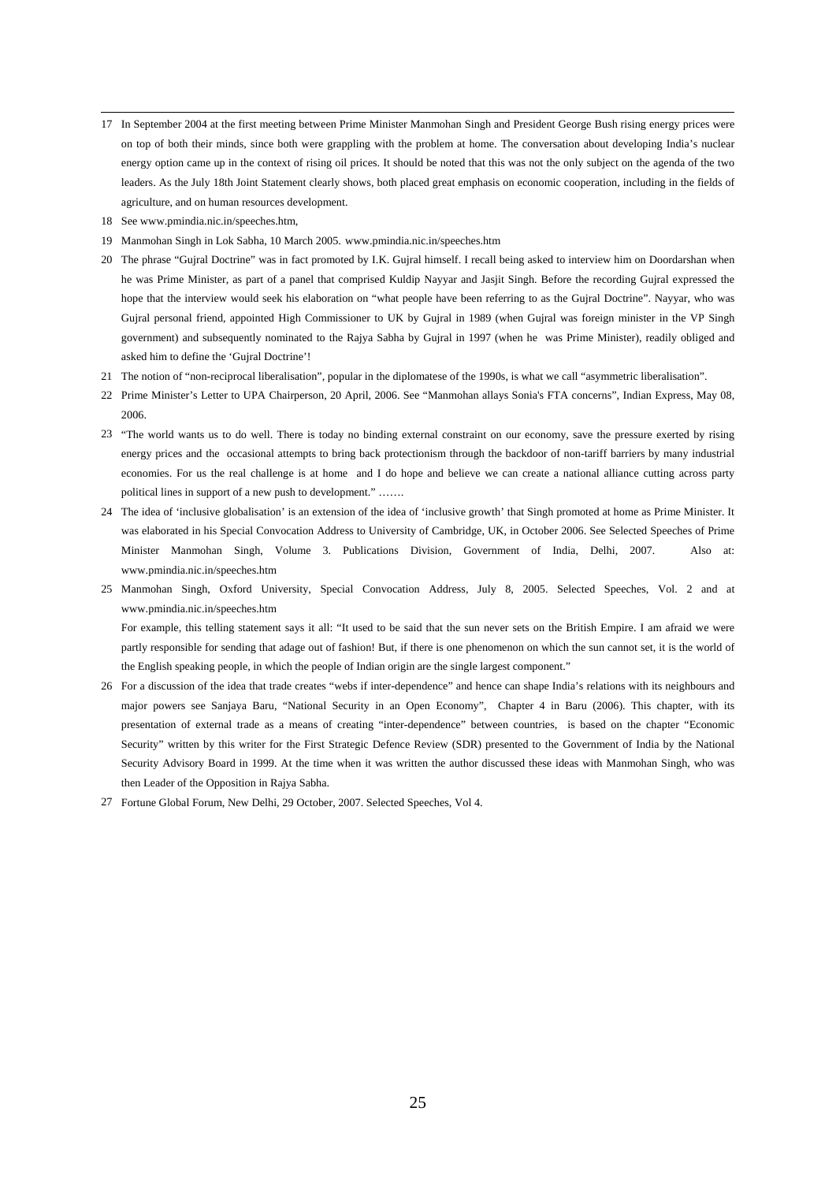17 In September 2004 at the first meeting between Prime Minister Manmohan Singh and President George Bush rising energy prices were on top of both their minds, since both were grappling with the problem at home. The conversation about developing India's nuclear energy option came up in the context of rising oil prices. It should be noted that this was not the only subject on the agenda of the two leaders. As the July 18th Joint Statement clearly shows, both placed great emphasis on economic cooperation, including in the fields of agriculture, and on human resources development.

18 See www.pmindia.nic.in/speeches.htm,

19 Manmohan Singh in Lok Sabha, 10 March 2005. www.pmindia.nic.in/speeches.htm

20 The phrase "Gujral Doctrine" was in fact promoted by I.K. Gujral himself. I recall being asked to interview him on Doordarshan when he was Prime Minister, as part of a panel that comprised Kuldip Nayyar and Jasjit Singh. Before the recording Gujral expressed the hope that the interview would seek his elaboration on "what people have been referring to as the Gujral Doctrine". Nayyar, who was Gujral personal friend, appointed High Commissioner to UK by Gujral in 1989 (when Gujral was foreign minister in the VP Singh government) and subsequently nominated to the Rajya Sabha by Gujral in 1997 (when he was Prime Minister), readily obliged and asked him to define the 'Gujral Doctrine'!

21 The notion of "non-reciprocal liberalisation", popular in the diplomatese of the 1990s, is what we call "asymmetric liberalisation".

22 Prime Minister's Letter to UPA Chairperson, 20 April, 2006. See "Manmohan allays Sonia's FTA concerns", Indian Express, May 08, 2006.

23 "The world wants us to do well. There is today no binding external constraint on our economy, save the pressure exerted by rising energy prices and the occasional attempts to bring back protectionism through the backdoor of non-tariff barriers by many industrial economies. For us the real challenge is at home and I do hope and believe we can create a national alliance cutting across party political lines in support of a new push to development." …….

24 The idea of 'inclusive globalisation' is an extension of the idea of 'inclusive growth' that Singh promoted at home as Prime Minister. It was elaborated in his Special Convocation Address to University of Cambridge, UK, in October 2006. See Selected Speeches of Prime Minister Manmohan Singh, Volume 3. Publications Division, Government of India, Delhi, 2007. Also at: www.pmindia.nic.in/speeches.htm

25 Manmohan Singh, Oxford University, Special Convocation Address, July 8, 2005. Selected Speeches, Vol. 2 and at www.pmindia.nic.in/speeches.htm

For example, this telling statement says it all: "It used to be said that the sun never sets on the British Empire. I am afraid we were partly responsible for sending that adage out of fashion! But, if there is one phenomenon on which the sun cannot set, it is the world of the English speaking people, in which the people of Indian origin are the single largest component."

26 For a discussion of the idea that trade creates "webs if inter-dependence" and hence can shape India's relations with its neighbours and major powers see Sanjaya Baru, "National Security in an Open Economy", Chapter 4 in Baru (2006). This chapter, with its presentation of external trade as a means of creating "inter-dependence" between countries, is based on the chapter "Economic Security" written by this writer for the First Strategic Defence Review (SDR) presented to the Government of India by the National Security Advisory Board in 1999. At the time when it was written the author discussed these ideas with Manmohan Singh, who was then Leader of the Opposition in Rajya Sabha.

27 Fortune Global Forum, New Delhi, 29 October, 2007. Selected Speeches, Vol 4.